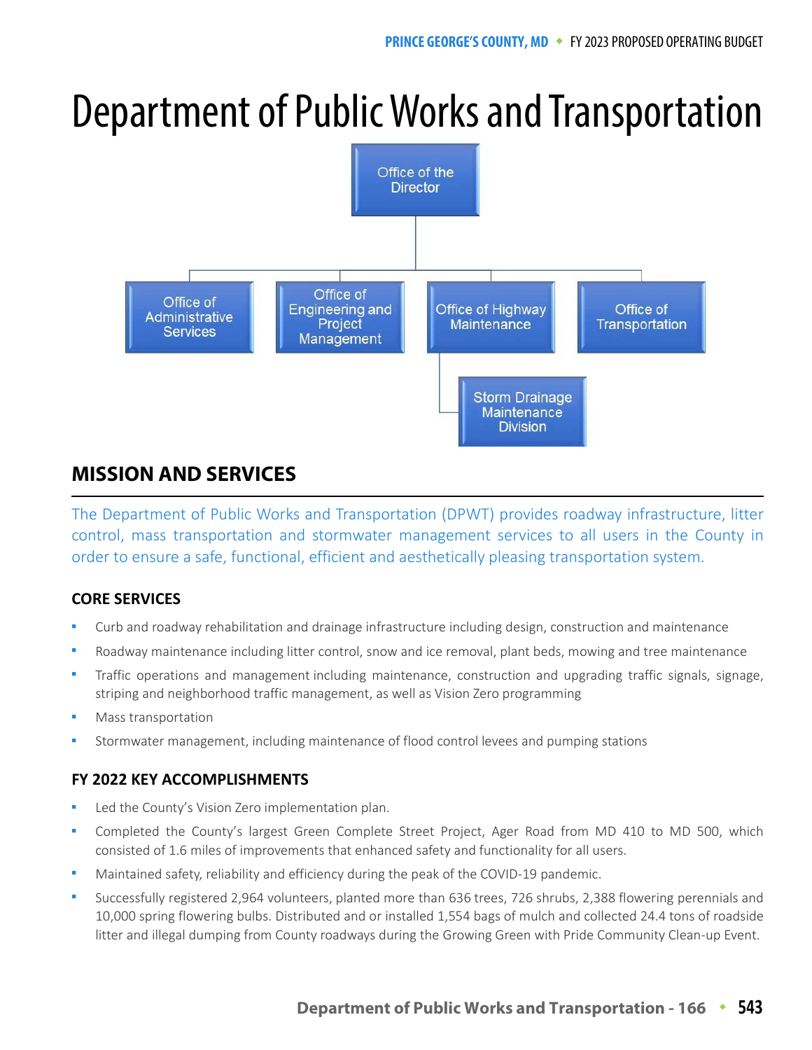# Department of Public Works and Transportation

Office of the Director

Office of Administrative Services

Office of Engineering and Project Management

Office of Highway Maintenance

Storm Drainage Maintenance Division

Office of Transportation

## MISSION AND SERVICES

The Department of Public Works and Transportation (DPWT) provides roadway infrastructure, litter control, mass transportation and stormwater management services to all users in the County in order to ensure a safe, functional, efficient and aesthetically pleasing transportation system.

### CORE SERVICES

- Curb and roadway rehabilitation and drainage infrastructure including design, construction and maintenance
- Roadway maintenance including litter control, snow and ice removal, plant beds, mowing and tree maintenance
- Traffic operations and management including maintenance, construction and upgrading traffic signals, signage, striping and neighborhood traffic management, as well as Vision Zero programming
- Mass transportation
- Stormwater management, including maintenance of flood control levees and pumping stations

### FY 2022 KEY ACCOMPLISHMENTS

- Led the County's Vision Zero implementation plan.
- Completed the County's largest Green Complete Street Project, Ager Road from MD 410 to MD 500, which consisted of 1.6 miles of improvements that enhanced safety and functionality for all users.
- Maintained safety, reliability and efficiency during the peak of the COVID-19 pandemic.
- Successfully registered 2,964 volunteers, planted more than 636 trees, 726 shrubs, 2,388 flowering perennials and 10,000 spring flowering bulbs. Distributed and or installed 1,554 bags of mulch and collected 24.4 tons of roadside litter and illegal dumping from County roadways during the Growing Green with Pride Community Clean-up Event.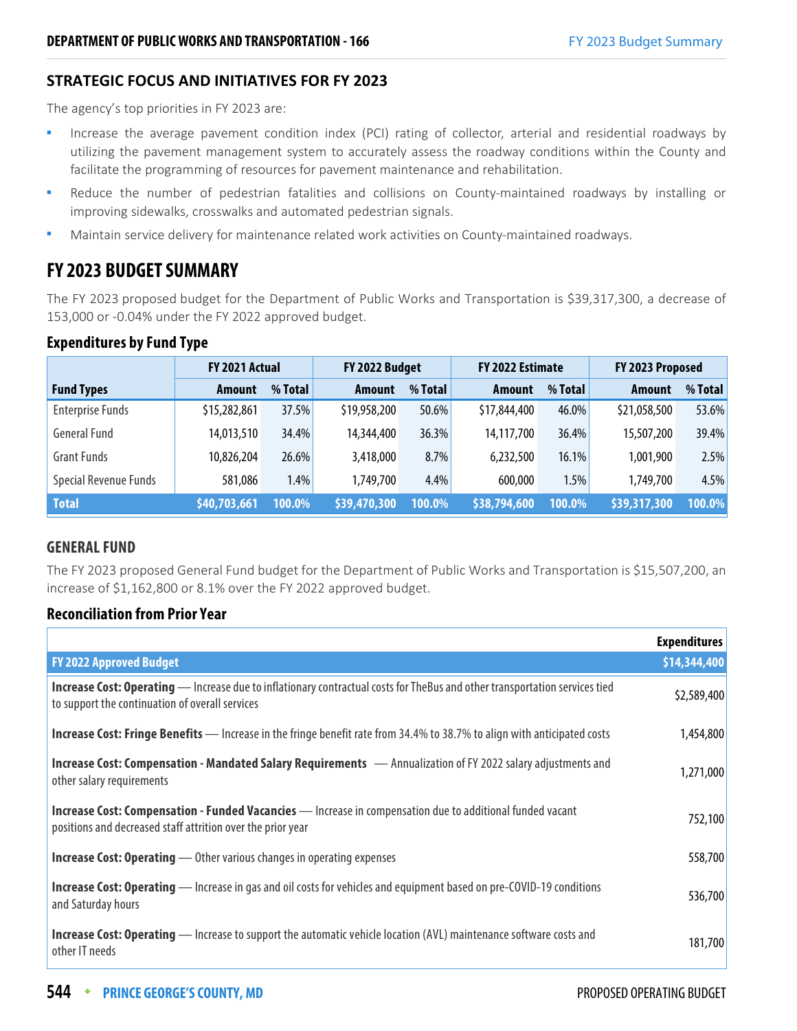## STRATEGIC FOCUS AND INITIATIVES FOR FY 2023

The agency's top priorities in FY 2023 are:

- Increase the average pavement condition index (PCI) rating of collector, arterial and residential roadways by utilizing the pavement management system to accurately assess the roadway conditions within the County and facilitate the programming of resources for pavement maintenance and rehabilitation.
- Reduce the number of pedestrian fatalities and collisions on County-maintained roadways by installing or improving sidewalks, crosswalks and automated pedestrian signals.
- Maintain service delivery for maintenance related work activities on County-maintained roadways.

# FY 2023 BUDGET SUMMARY

The FY 2023 proposed budget for the Department of Public Works and Transportation is $39,317,300, a decrease of 153,000 or -0.04% under the FY 2022 approved budget.

### Expenditures by Fund Type

| | FY 2021 Actual | | FY 2022 Budget | | FY 2022 Estimate | | FY 2023 Proposed | |
|---|---|---|---|---|---|---|---|---|
| **Fund Types** | **Amount** | **% Total** | **Amount** | **% Total** | **Amount** | **% Total** | **Amount** | **% Total** |
| Enterprise Funds | $15,282,861 | 37.5% | $19,958,200 | 50.6% | $17,844,400 | 46.0% | $21,058,500 | 53.6% |
| General Fund | 14,013,510 | 34.4% | 14,344,400 | 36.3% | 14,117,700 | 36.4% | 15,507,200 | 39.4% |
| Grant Funds | 10,826,204 | 26.6% | 3,418,000 | 8.7% | 6,232,500 | 16.1% | 1,001,900 | 2.5% |
| Special Revenue Funds | 581,086 | 1.4% | 1,749,700 | 4.4% | 600,000 | 1.5% | 1,749,700 | 4.5% |
| **Total** | **$40,703,661** | **100.0%** | **$39,470,300** | **100.0%** | **$38,794,600** | **100.0%** | **$39,317,300** | **100.0%** |

## GENERAL FUND

The FY 2023 proposed General Fund budget for the Department of Public Works and Transportation is $15,507,200, an increase of $1,162,800 or 8.1% over the FY 2022 approved budget.

### Reconciliation from Prior Year

| | Expenditures |
|---|---|
| **FY 2022 Approved Budget** | **$14,344,400** |
| **Increase Cost: Operating** — Increase due to inflationary contractual costs for TheBus and other transportation services tied to support the continuation of overall services | $2,589,400 |
| **Increase Cost: Fringe Benefits** — Increase in the fringe benefit rate from 34.4% to 38.7% to align with anticipated costs | 1,454,800 |
| **Increase Cost: Compensation - Mandated Salary Requirements** — Annualization of FY 2022 salary adjustments and other salary requirements | 1,271,000 |
| **Increase Cost: Compensation - Funded Vacancies** — Increase in compensation due to additional funded vacant positions and decreased staff attrition over the prior year | 752,100 |
| **Increase Cost: Operating** — Other various changes in operating expenses | 558,700 |
| **Increase Cost: Operating** — Increase in gas and oil costs for vehicles and equipment based on pre-COVID-19 conditions and Saturday hours | 536,700 |
| **Increase Cost: Operating** — Increase to support the automatic vehicle location (AVL) maintenance software costs and other IT needs | 181,700 |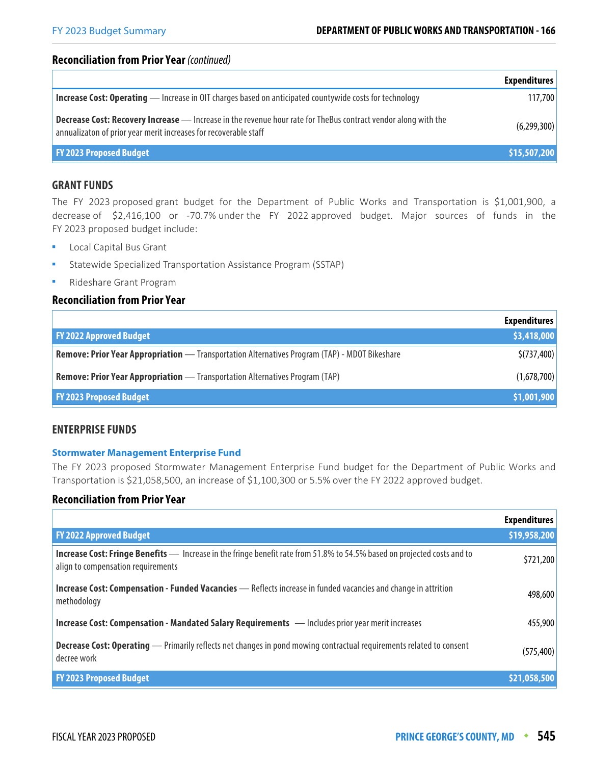### Reconciliation from Prior Year *(continued)*

| | Expenditures |
|---|---|
| **Increase Cost: Operating** — Increase in OIT charges based on anticipated countywide costs for technology | 117,700 |
| **Decrease Cost: Recovery Increase** — Increase in the revenue hour rate for TheBus contract vendor along with the annualizaton of prior year merit increases for recoverable staff | (6,299,300) |
| **FY 2023 Proposed Budget** | **$15,507,200** |

## GRANT FUNDS

The FY 2023 proposed grant budget for the Department of Public Works and Transportation is $1,001,900, a decrease of $2,416,100 or -70.7% under the FY 2022 approved budget. Major sources of funds in the FY 2023 proposed budget include:

- Local Capital Bus Grant
- Statewide Specialized Transportation Assistance Program (SSTAP)
- Rideshare Grant Program

### Reconciliation from Prior Year

| | Expenditures |
|---|---|
| **FY 2022 Approved Budget** | **$3,418,000** |
| **Remove: Prior Year Appropriation** — Transportation Alternatives Program (TAP) - MDOT Bikeshare | $(737,400) |
| **Remove: Prior Year Appropriation** — Transportation Alternatives Program (TAP) | (1,678,700) |
| **FY 2023 Proposed Budget** | **$1,001,900** |

## ENTERPRISE FUNDS

### Stormwater Management Enterprise Fund

The FY 2023 proposed Stormwater Management Enterprise Fund budget for the Department of Public Works and Transportation is $21,058,500, an increase of $1,100,300 or 5.5% over the FY 2022 approved budget.

### Reconciliation from Prior Year

| | Expenditures |
|---|---|
| **FY 2022 Approved Budget** | **$19,958,200** |
| **Increase Cost: Fringe Benefits** — Increase in the fringe benefit rate from 51.8% to 54.5% based on projected costs and to align to compensation requirements | $721,200 |
| **Increase Cost: Compensation - Funded Vacancies** — Reflects increase in funded vacancies and change in attrition methodology | 498,600 |
| **Increase Cost: Compensation - Mandated Salary Requirements** — Includes prior year merit increases | 455,900 |
| **Decrease Cost: Operating** — Primarily reflects net changes in pond mowing contractual requirements related to consent decree work | (575,400) |
| **FY 2023 Proposed Budget** | **$21,058,500** |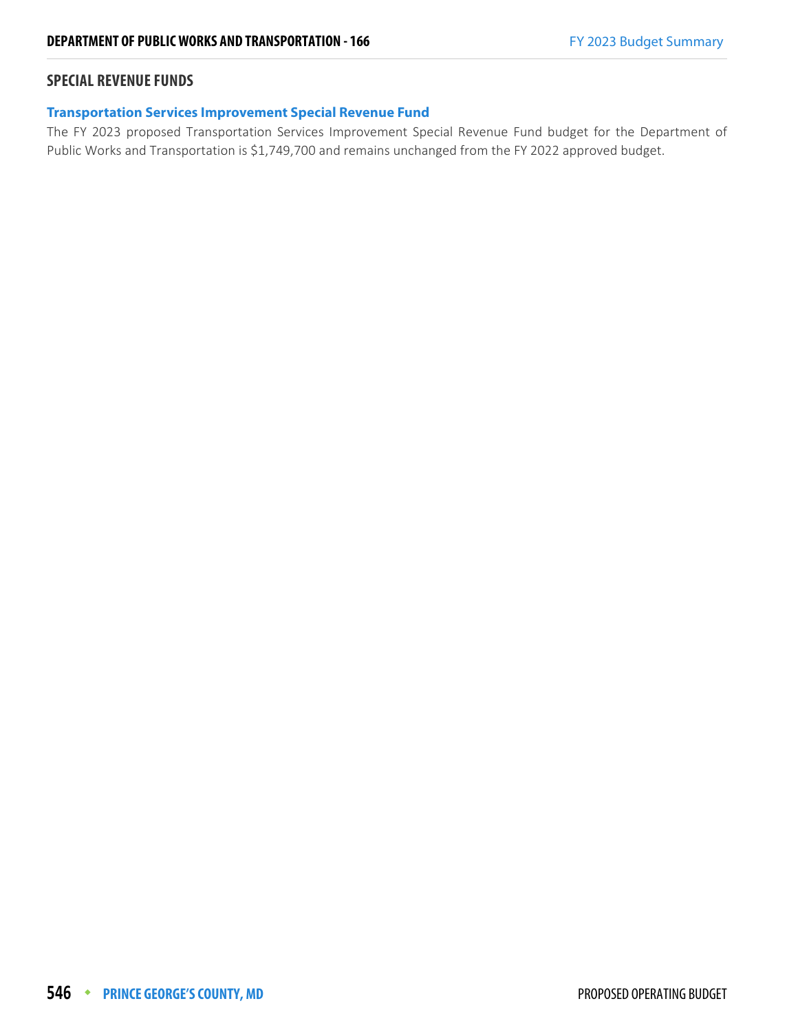## SPECIAL REVENUE FUNDS

### Transportation Services Improvement Special Revenue Fund

The FY 2023 proposed Transportation Services Improvement Special Revenue Fund budget for the Department of Public Works and Transportation is $1,749,700 and remains unchanged from the FY 2022 approved budget.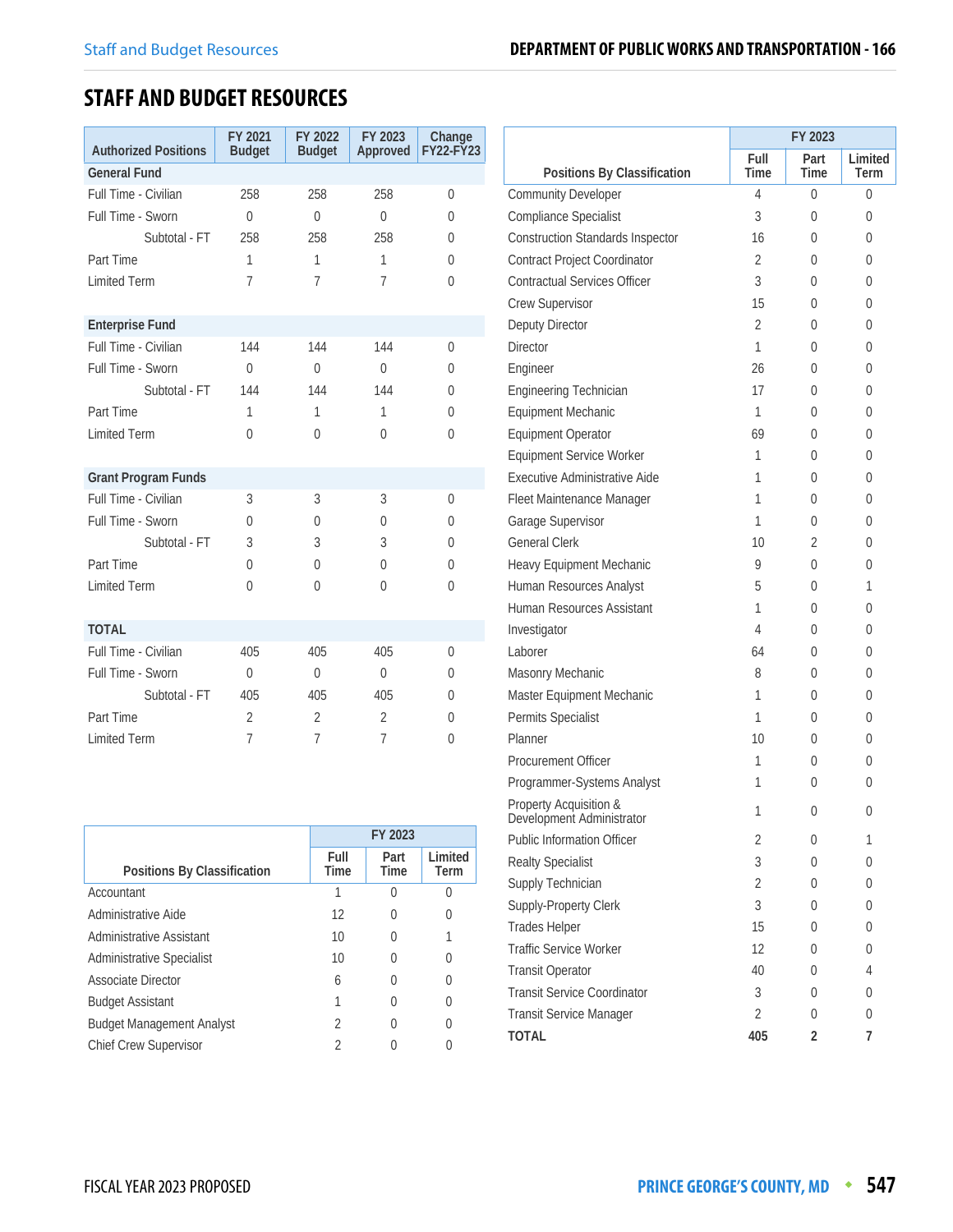## STAFF AND BUDGET RESOURCES

| Authorized Positions | FY 2021 Budget | FY 2022 Budget | FY 2023 Approved | Change FY22-FY23 |
|---|---|---|---|---|
| **General Fund** | | | | |
| Full Time - Civilian | 258 | 258 | 258 | 0 |
| Full Time - Sworn | 0 | 0 | 0 | 0 |
| Subtotal - FT | 258 | 258 | 258 | 0 |
| Part Time | 1 | 1 | 1 | 0 |
| Limited Term | 7 | 7 | 7 | 0 |
| **Enterprise Fund** | | | | |
| Full Time - Civilian | 144 | 144 | 144 | 0 |
| Full Time - Sworn | 0 | 0 | 0 | 0 |
| Subtotal - FT | 144 | 144 | 144 | 0 |
| Part Time | 1 | 1 | 1 | 0 |
| Limited Term | 0 | 0 | 0 | 0 |
| **Grant Program Funds** | | | | |
| Full Time - Civilian | 3 | 3 | 3 | 0 |
| Full Time - Sworn | 0 | 0 | 0 | 0 |
| Subtotal - FT | 3 | 3 | 3 | 0 |
| Part Time | 0 | 0 | 0 | 0 |
| Limited Term | 0 | 0 | 0 | 0 |
| **TOTAL** | | | | |
| Full Time - Civilian | 405 | 405 | 405 | 0 |
| Full Time - Sworn | 0 | 0 | 0 | 0 |
| Subtotal - FT | 405 | 405 | 405 | 0 |
| Part Time | 2 | 2 | 2 | 0 |
| Limited Term | 7 | 7 | 7 | 0 |

| Positions By Classification | FY 2023 | | |
|---|---|---|---|
| | Full Time | Part Time | Limited Term |
| Accountant | 1 | 0 | 0 |
| Administrative Aide | 12 | 0 | 0 |
| Administrative Assistant | 10 | 0 | 1 |
| Administrative Specialist | 10 | 0 | 0 |
| Associate Director | 6 | 0 | 0 |
| Budget Assistant | 1 | 0 | 0 |
| Budget Management Analyst | 2 | 0 | 0 |
| Chief Crew Supervisor | 2 | 0 | 0 |
| Community Developer | 4 | 0 | 0 |
| Compliance Specialist | 3 | 0 | 0 |
| Construction Standards Inspector | 16 | 0 | 0 |
| Contract Project Coordinator | 2 | 0 | 0 |
| Contractual Services Officer | 3 | 0 | 0 |
| Crew Supervisor | 15 | 0 | 0 |
| Deputy Director | 2 | 0 | 0 |
| Director | 1 | 0 | 0 |
| Engineer | 26 | 0 | 0 |
| Engineering Technician | 17 | 0 | 0 |
| Equipment Mechanic | 1 | 0 | 0 |
| Equipment Operator | 69 | 0 | 0 |
| Equipment Service Worker | 1 | 0 | 0 |
| Executive Administrative Aide | 1 | 0 | 0 |
| Fleet Maintenance Manager | 1 | 0 | 0 |
| Garage Supervisor | 1 | 0 | 0 |
| General Clerk | 10 | 2 | 0 |
| Heavy Equipment Mechanic | 9 | 0 | 0 |
| Human Resources Analyst | 5 | 0 | 1 |
| Human Resources Assistant | 1 | 0 | 0 |
| Investigator | 4 | 0 | 0 |
| Laborer | 64 | 0 | 0 |
| Masonry Mechanic | 8 | 0 | 0 |
| Master Equipment Mechanic | 1 | 0 | 0 |
| Permits Specialist | 1 | 0 | 0 |
| Planner | 10 | 0 | 0 |
| Procurement Officer | 1 | 0 | 0 |
| Programmer-Systems Analyst | 1 | 0 | 0 |
| Property Acquisition & Development Administrator | 1 | 0 | 0 |
| Public Information Officer | 2 | 0 | 1 |
| Realty Specialist | 3 | 0 | 0 |
| Supply Technician | 2 | 0 | 0 |
| Supply-Property Clerk | 3 | 0 | 0 |
| Trades Helper | 15 | 0 | 0 |
| Traffic Service Worker | 12 | 0 | 0 |
| Transit Operator | 40 | 0 | 4 |
| Transit Service Coordinator | 3 | 0 | 0 |
| Transit Service Manager | 2 | 0 | 0 |
| **TOTAL** | **405** | **2** | **7** |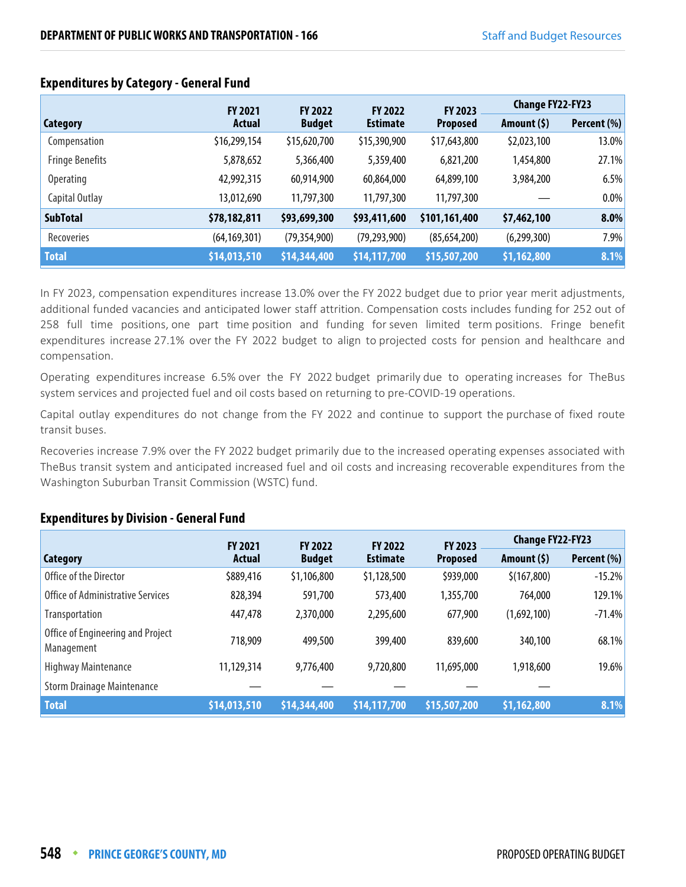## Expenditures by Category - General Fund

| Category | FY 2021 Actual | FY 2022 Budget | FY 2022 Estimate | FY 2023 Proposed | Change FY22-FY23 | |
|---|---|---|---|---|---|---|
| | | | | | Amount ($) | Percent (%) |
| Compensation | $16,299,154 | $15,620,700 | $15,390,900 | $17,643,800 | $2,023,100 | 13.0% |
| Fringe Benefits | 5,878,652 | 5,366,400 | 5,359,400 | 6,821,200 | 1,454,800 | 27.1% |
| Operating | 42,992,315 | 60,914,900 | 60,864,000 | 64,899,100 | 3,984,200 | 6.5% |
| Capital Outlay | 13,012,690 | 11,797,300 | 11,797,300 | 11,797,300 | — | 0.0% |
| **SubTotal** | **$78,182,811** | **$93,699,300** | **$93,411,600** | **$101,161,400** | **$7,462,100** | **8.0%** |
| Recoveries | (64,169,301) | (79,354,900) | (79,293,900) | (85,654,200) | (6,299,300) | 7.9% |
| **Total** | **$14,013,510** | **$14,344,400** | **$14,117,700** | **$15,507,200** | **$1,162,800** | **8.1%** |

In FY 2023, compensation expenditures increase 13.0% over the FY 2022 budget due to prior year merit adjustments, additional funded vacancies and anticipated lower staff attrition. Compensation costs includes funding for 252 out of 258 full time positions, one part time position and funding for seven limited term positions. Fringe benefit expenditures increase 27.1% over the FY 2022 budget to align to projected costs for pension and healthcare and compensation.

Operating expenditures increase 6.5% over the FY 2022 budget primarily due to operating increases for TheBus system services and projected fuel and oil costs based on returning to pre-COVID-19 operations.

Capital outlay expenditures do not change from the FY 2022 and continue to support the purchase of fixed route transit buses.

Recoveries increase 7.9% over the FY 2022 budget primarily due to the increased operating expenses associated with TheBus transit system and anticipated increased fuel and oil costs and increasing recoverable expenditures from the Washington Suburban Transit Commission (WSTC) fund.

## Expenditures by Division - General Fund

| Category | FY 2021 Actual | FY 2022 Budget | FY 2022 Estimate | FY 2023 Proposed | Change FY22-FY23 | |
|---|---|---|---|---|---|---|
| | | | | | Amount ($) | Percent (%) |
| Office of the Director | $889,416 | $1,106,800 | $1,128,500 | $939,000 | $(167,800) | -15.2% |
| Office of Administrative Services | 828,394 | 591,700 | 573,400 | 1,355,700 | 764,000 | 129.1% |
| Transportation | 447,478 | 2,370,000 | 2,295,600 | 677,900 | (1,692,100) | -71.4% |
| Office of Engineering and Project Management | 718,909 | 499,500 | 399,400 | 839,600 | 340,100 | 68.1% |
| Highway Maintenance | 11,129,314 | 9,776,400 | 9,720,800 | 11,695,000 | 1,918,600 | 19.6% |
| Storm Drainage Maintenance | — | — | — | — | — | |
| **Total** | **$14,013,510** | **$14,344,400** | **$14,117,700** | **$15,507,200** | **$1,162,800** | **8.1%** |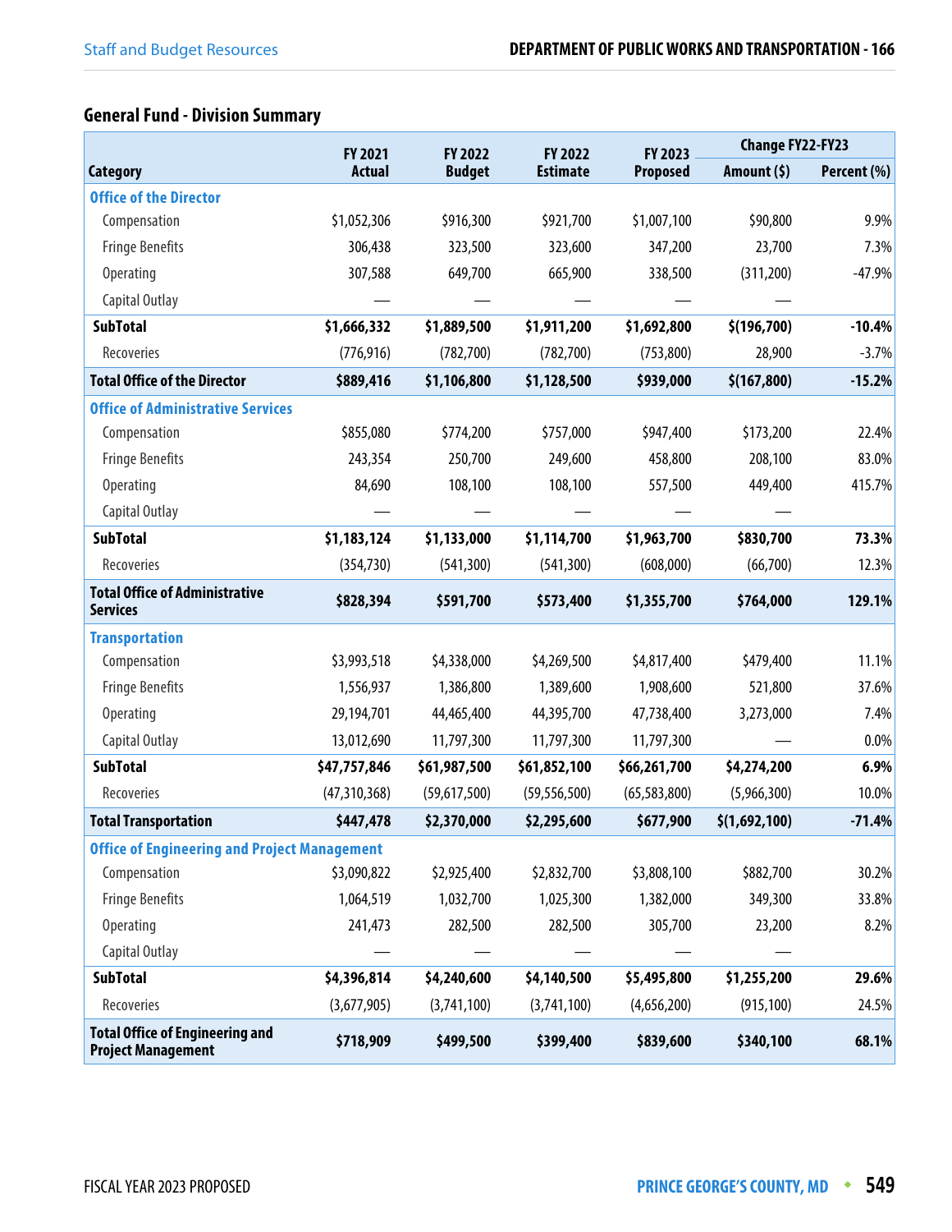## General Fund - Division Summary

| Category | FY 2021 Actual | FY 2022 Budget | FY 2022 Estimate | FY 2023 Proposed | Change FY22-FY23 Amount ($) | Change FY22-FY23 Percent (%) |
|---|---|---|---|---|---|---|
| **Office of the Director** | | | | | | |
| Compensation | $1,052,306 | $916,300 | $921,700 | $1,007,100 | $90,800 | 9.9% |
| Fringe Benefits | 306,438 | 323,500 | 323,600 | 347,200 | 23,700 | 7.3% |
| Operating | 307,588 | 649,700 | 665,900 | 338,500 | (311,200) | -47.9% |
| Capital Outlay | — | — | — | — | — | |
| **SubTotal** | **$1,666,332** | **$1,889,500** | **$1,911,200** | **$1,692,800** | **$(196,700)** | **-10.4%** |
| Recoveries | (776,916) | (782,700) | (782,700) | (753,800) | 28,900 | -3.7% |
| **Total Office of the Director** | **$889,416** | **$1,106,800** | **$1,128,500** | **$939,000** | **$(167,800)** | **-15.2%** |
| **Office of Administrative Services** | | | | | | |
| Compensation | $855,080 | $774,200 | $757,000 | $947,400 | $173,200 | 22.4% |
| Fringe Benefits | 243,354 | 250,700 | 249,600 | 458,800 | 208,100 | 83.0% |
| Operating | 84,690 | 108,100 | 108,100 | 557,500 | 449,400 | 415.7% |
| Capital Outlay | — | — | — | — | — | |
| **SubTotal** | **$1,183,124** | **$1,133,000** | **$1,114,700** | **$1,963,700** | **$830,700** | **73.3%** |
| Recoveries | (354,730) | (541,300) | (541,300) | (608,000) | (66,700) | 12.3% |
| **Total Office of Administrative Services** | **$828,394** | **$591,700** | **$573,400** | **$1,355,700** | **$764,000** | **129.1%** |
| **Transportation** | | | | | | |
| Compensation | $3,993,518 | $4,338,000 | $4,269,500 | $4,817,400 | $479,400 | 11.1% |
| Fringe Benefits | 1,556,937 | 1,386,800 | 1,389,600 | 1,908,600 | 521,800 | 37.6% |
| Operating | 29,194,701 | 44,465,400 | 44,395,700 | 47,738,400 | 3,273,000 | 7.4% |
| Capital Outlay | 13,012,690 | 11,797,300 | 11,797,300 | 11,797,300 | — | 0.0% |
| **SubTotal** | **$47,757,846** | **$61,987,500** | **$61,852,100** | **$66,261,700** | **$4,274,200** | **6.9%** |
| Recoveries | (47,310,368) | (59,617,500) | (59,556,500) | (65,583,800) | (5,966,300) | 10.0% |
| **Total Transportation** | **$447,478** | **$2,370,000** | **$2,295,600** | **$677,900** | **$(1,692,100)** | **-71.4%** |
| **Office of Engineering and Project Management** | | | | | | |
| Compensation | $3,090,822 | $2,925,400 | $2,832,700 | $3,808,100 | $882,700 | 30.2% |
| Fringe Benefits | 1,064,519 | 1,032,700 | 1,025,300 | 1,382,000 | 349,300 | 33.8% |
| Operating | 241,473 | 282,500 | 282,500 | 305,700 | 23,200 | 8.2% |
| Capital Outlay | — | — | — | — | — | |
| **SubTotal** | **$4,396,814** | **$4,240,600** | **$4,140,500** | **$5,495,800** | **$1,255,200** | **29.6%** |
| Recoveries | (3,677,905) | (3,741,100) | (3,741,100) | (4,656,200) | (915,100) | 24.5% |
| **Total Office of Engineering and Project Management** | **$718,909** | **$499,500** | **$399,400** | **$839,600** | **$340,100** | **68.1%** |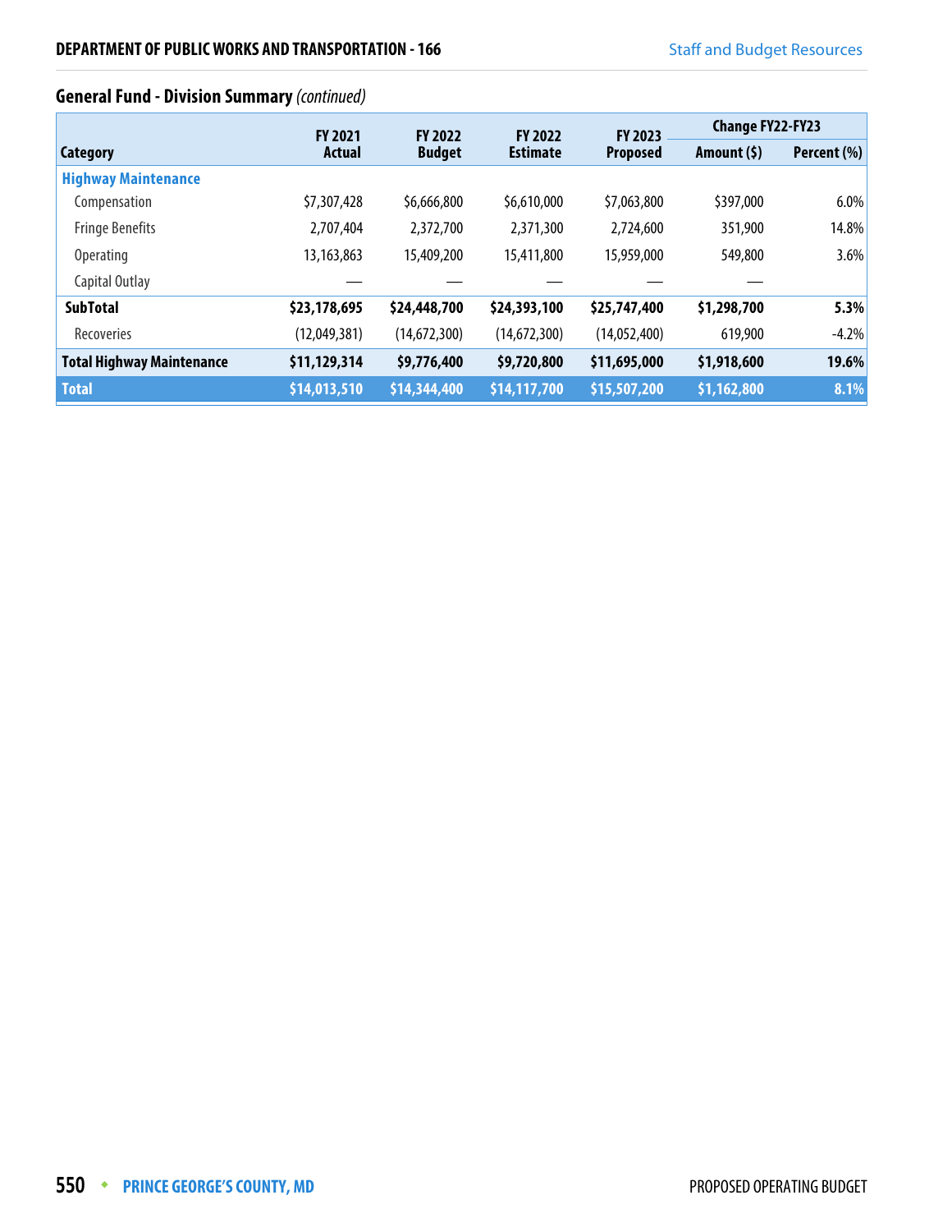## General Fund - Division Summary *(continued)*

| Category | FY 2021 Actual | FY 2022 Budget | FY 2022 Estimate | FY 2023 Proposed | Change FY22-FY23 | |
|---|---|---|---|---|---|---|
| | | | | | Amount ($) | Percent (%) |
| **Highway Maintenance** | | | | | | |
| Compensation | $7,307,428 | $6,666,800 | $6,610,000 | $7,063,800 | $397,000 | 6.0% |
| Fringe Benefits | 2,707,404 | 2,372,700 | 2,371,300 | 2,724,600 | 351,900 | 14.8% |
| Operating | 13,163,863 | 15,409,200 | 15,411,800 | 15,959,000 | 549,800 | 3.6% |
| Capital Outlay | — | — | — | — | — | |
| **SubTotal** | **$23,178,695** | **$24,448,700** | **$24,393,100** | **$25,747,400** | **$1,298,700** | **5.3%** |
| Recoveries | (12,049,381) | (14,672,300) | (14,672,300) | (14,052,400) | 619,900 | -4.2% |
| **Total Highway Maintenance** | **$11,129,314** | **$9,776,400** | **$9,720,800** | **$11,695,000** | **$1,918,600** | **19.6%** |
| **Total** | **$14,013,510** | **$14,344,400** | **$14,117,700** | **$15,507,200** | **$1,162,800** | **8.1%** |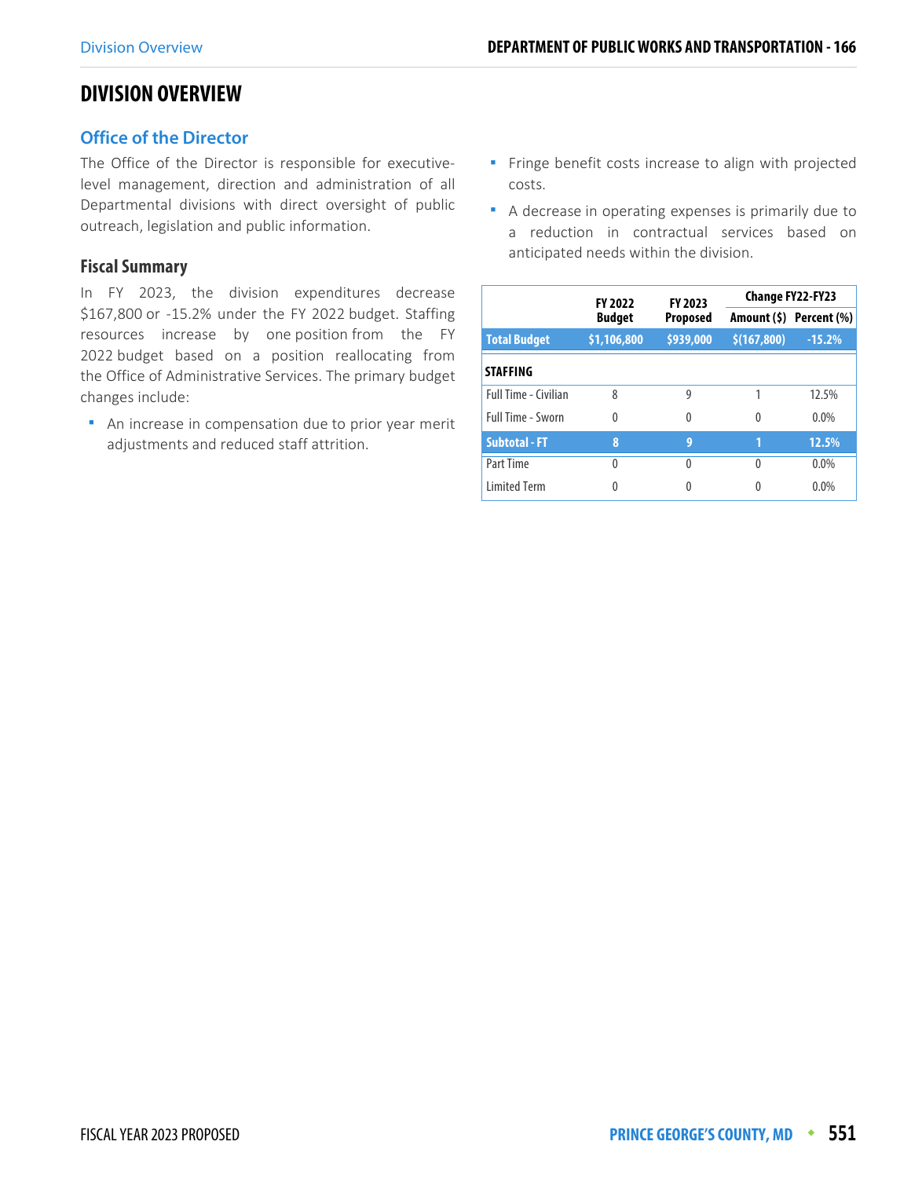# DIVISION OVERVIEW

## Office of the Director

The Office of the Director is responsible for executive-level management, direction and administration of all Departmental divisions with direct oversight of public outreach, legislation and public information.

### Fiscal Summary

In FY 2023, the division expenditures decrease $167,800 or -15.2% under the FY 2022 budget. Staffing resources increase by one position from the FY 2022 budget based on a position reallocating from the Office of Administrative Services. The primary budget changes include:

- An increase in compensation due to prior year merit adjustments and reduced staff attrition.
- Fringe benefit costs increase to align with projected costs.
- A decrease in operating expenses is primarily due to a reduction in contractual services based on anticipated needs within the division.

| | FY 2022 Budget | FY 2023 Proposed | Change FY22-FY23 | |
|---|---|---|---|---|
| | | | Amount ($) | Percent (%) |
| **Total Budget** | **$1,106,800** | **$939,000** | **$(167,800)** | **-15.2%** |
| **STAFFING** | | | | |
| Full Time - Civilian | 8 | 9 | 1 | 12.5% |
| Full Time - Sworn | 0 | 0 | 0 | 0.0% |
| **Subtotal - FT** | **8** | **9** | **1** | **12.5%** |
| Part Time | 0 | 0 | 0 | 0.0% |
| Limited Term | 0 | 0 | 0 | 0.0% |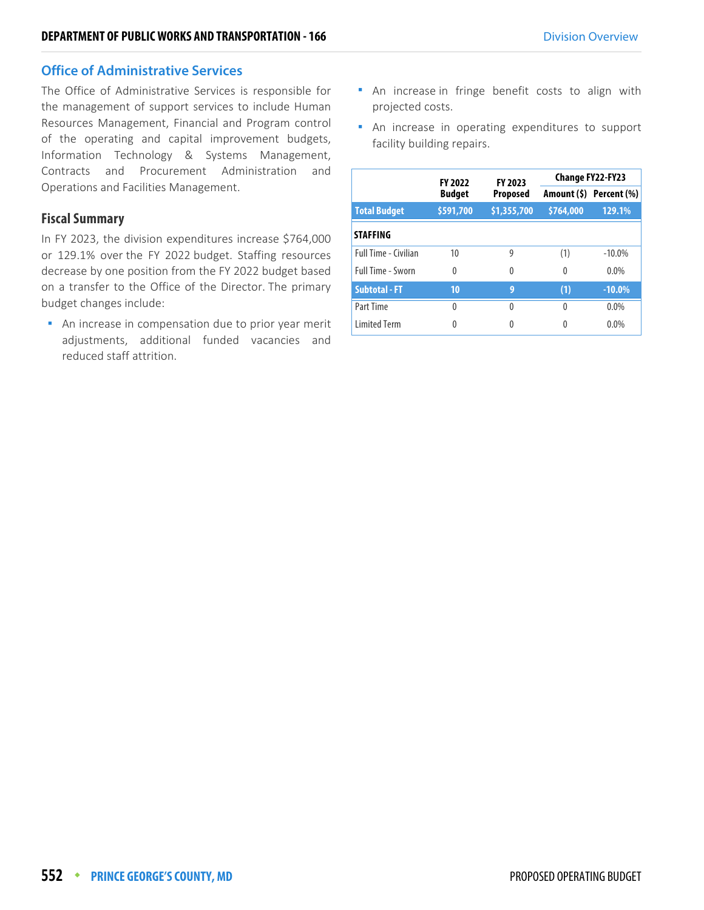## Office of Administrative Services

The Office of Administrative Services is responsible for the management of support services to include Human Resources Management, Financial and Program control of the operating and capital improvement budgets, Information Technology & Systems Management, Contracts and Procurement Administration and Operations and Facilities Management.

### Fiscal Summary

In FY 2023, the division expenditures increase $764,000 or 129.1% over the FY 2022 budget. Staffing resources decrease by one position from the FY 2022 budget based on a transfer to the Office of the Director. The primary budget changes include:

- An increase in compensation due to prior year merit adjustments, additional funded vacancies and reduced staff attrition.
- An increase in fringe benefit costs to align with projected costs.
- An increase in operating expenditures to support facility building repairs.

| | FY 2022 Budget | FY 2023 Proposed | Change FY22-FY23 | |
|---|---|---|---|---|
| | | | Amount ($) | Percent (%) |
| **Total Budget** | **$591,700** | **$1,355,700** | **$764,000** | **129.1%** |
| **STAFFING** | | | | |
| Full Time - Civilian | 10 | 9 | (1) | -10.0% |
| Full Time - Sworn | 0 | 0 | 0 | 0.0% |
| **Subtotal - FT** | **10** | **9** | **(1)** | **-10.0%** |
| Part Time | 0 | 0 | 0 | 0.0% |
| Limited Term | 0 | 0 | 0 | 0.0% |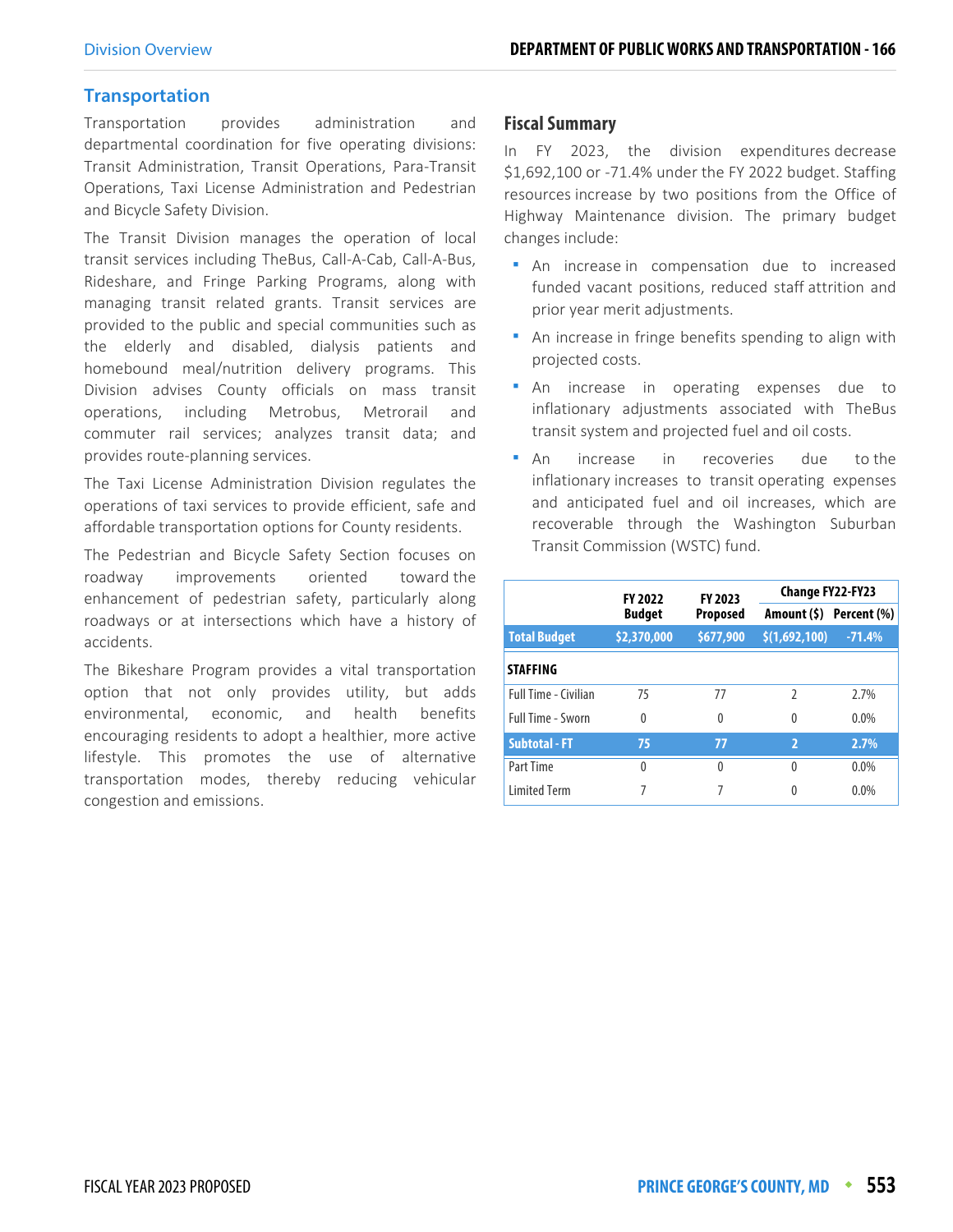## Transportation

Transportation provides administration and departmental coordination for five operating divisions: Transit Administration, Transit Operations, Para-Transit Operations, Taxi License Administration and Pedestrian and Bicycle Safety Division.

The Transit Division manages the operation of local transit services including TheBus, Call-A-Cab, Call-A-Bus, Rideshare, and Fringe Parking Programs, along with managing transit related grants. Transit services are provided to the public and special communities such as the elderly and disabled, dialysis patients and homebound meal/nutrition delivery programs. This Division advises County officials on mass transit operations, including Metrobus, Metrorail and commuter rail services; analyzes transit data; and provides route-planning services.

The Taxi License Administration Division regulates the operations of taxi services to provide efficient, safe and affordable transportation options for County residents.

The Pedestrian and Bicycle Safety Section focuses on roadway improvements oriented toward the enhancement of pedestrian safety, particularly along roadways or at intersections which have a history of accidents.

The Bikeshare Program provides a vital transportation option that not only provides utility, but adds environmental, economic, and health benefits encouraging residents to adopt a healthier, more active lifestyle. This promotes the use of alternative transportation modes, thereby reducing vehicular congestion and emissions.

### Fiscal Summary

In FY 2023, the division expenditures decrease $1,692,100 or -71.4% under the FY 2022 budget. Staffing resources increase by two positions from the Office of Highway Maintenance division. The primary budget changes include:

- An increase in compensation due to increased funded vacant positions, reduced staff attrition and prior year merit adjustments.
- An increase in fringe benefits spending to align with projected costs.
- An increase in operating expenses due to inflationary adjustments associated with TheBus transit system and projected fuel and oil costs.
- An increase in recoveries due to the inflationary increases to transit operating expenses and anticipated fuel and oil increases, which are recoverable through the Washington Suburban Transit Commission (WSTC) fund.

| | FY 2022 Budget | FY 2023 Proposed | Change FY22-FY23 | |
|---|---|---|---|---|
| | | | Amount ($) | Percent (%) |
| **Total Budget** | **$2,370,000** | **$677,900** | **$(1,692,100)** | **-71.4%** |
| **STAFFING** | | | | |
| Full Time - Civilian | 75 | 77 | 2 | 2.7% |
| Full Time - Sworn | 0 | 0 | 0 | 0.0% |
| **Subtotal - FT** | **75** | **77** | **2** | **2.7%** |
| Part Time | 0 | 0 | 0 | 0.0% |
| Limited Term | 7 | 7 | 0 | 0.0% |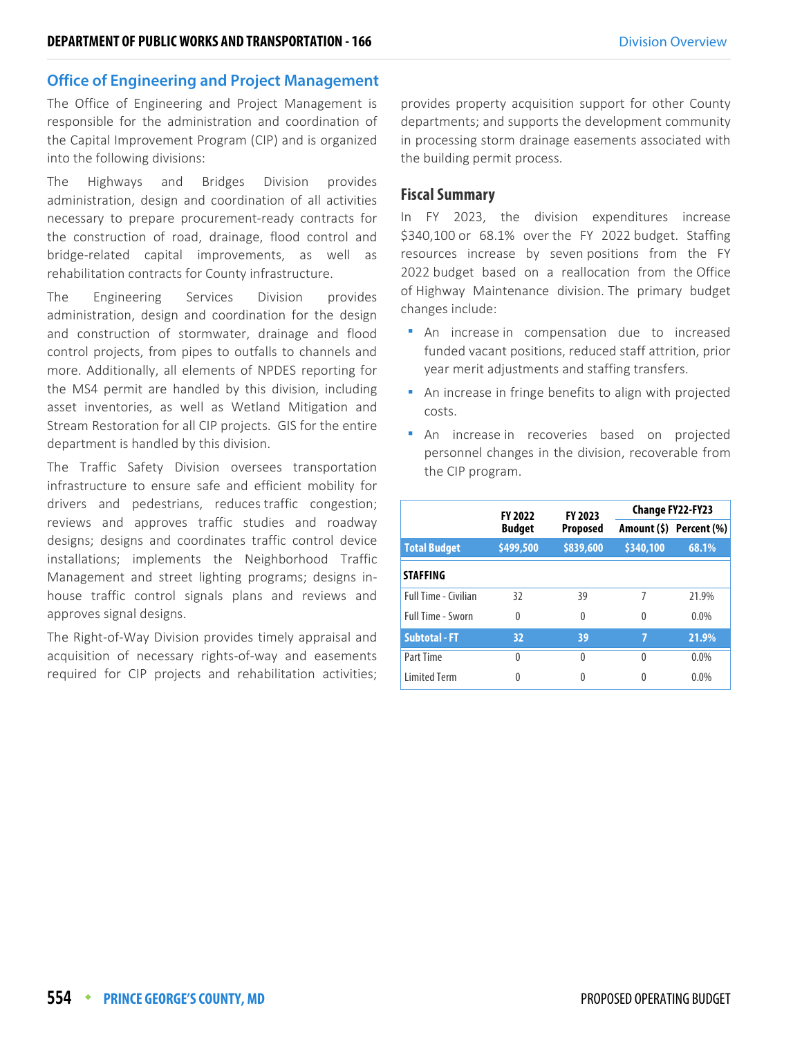## Office of Engineering and Project Management

The Office of Engineering and Project Management is responsible for the administration and coordination of the Capital Improvement Program (CIP) and is organized into the following divisions:

The Highways and Bridges Division provides administration, design and coordination of all activities necessary to prepare procurement-ready contracts for the construction of road, drainage, flood control and bridge-related capital improvements, as well as rehabilitation contracts for County infrastructure.

The Engineering Services Division provides administration, design and coordination for the design and construction of stormwater, drainage and flood control projects, from pipes to outfalls to channels and more. Additionally, all elements of NPDES reporting for the MS4 permit are handled by this division, including asset inventories, as well as Wetland Mitigation and Stream Restoration for all CIP projects. GIS for the entire department is handled by this division.

The Traffic Safety Division oversees transportation infrastructure to ensure safe and efficient mobility for drivers and pedestrians, reduces traffic congestion; reviews and approves traffic studies and roadway designs; designs and coordinates traffic control device installations; implements the Neighborhood Traffic Management and street lighting programs; designs in-house traffic control signals plans and reviews and approves signal designs.

The Right-of-Way Division provides timely appraisal and acquisition of necessary rights-of-way and easements required for CIP projects and rehabilitation activities; provides property acquisition support for other County departments; and supports the development community in processing storm drainage easements associated with the building permit process.

### Fiscal Summary

In FY 2023, the division expenditures increase $340,100 or 68.1% over the FY 2022 budget. Staffing resources increase by seven positions from the FY 2022 budget based on a reallocation from the Office of Highway Maintenance division. The primary budget changes include:

- An increase in compensation due to increased funded vacant positions, reduced staff attrition, prior year merit adjustments and staffing transfers.
- An increase in fringe benefits to align with projected costs.
- An increase in recoveries based on projected personnel changes in the division, recoverable from the CIP program.

| | FY 2022 Budget | FY 2023 Proposed | Change FY22-FY23 | |
|---|---|---|---|---|
| | | | Amount ($) | Percent (%) |
| **Total Budget** | **$499,500** | **$839,600** | **$340,100** | **68.1%** |
| **STAFFING** | | | | |
| Full Time - Civilian | 32 | 39 | 7 | 21.9% |
| Full Time - Sworn | 0 | 0 | 0 | 0.0% |
| **Subtotal - FT** | **32** | **39** | **7** | **21.9%** |
| Part Time | 0 | 0 | 0 | 0.0% |
| Limited Term | 0 | 0 | 0 | 0.0% |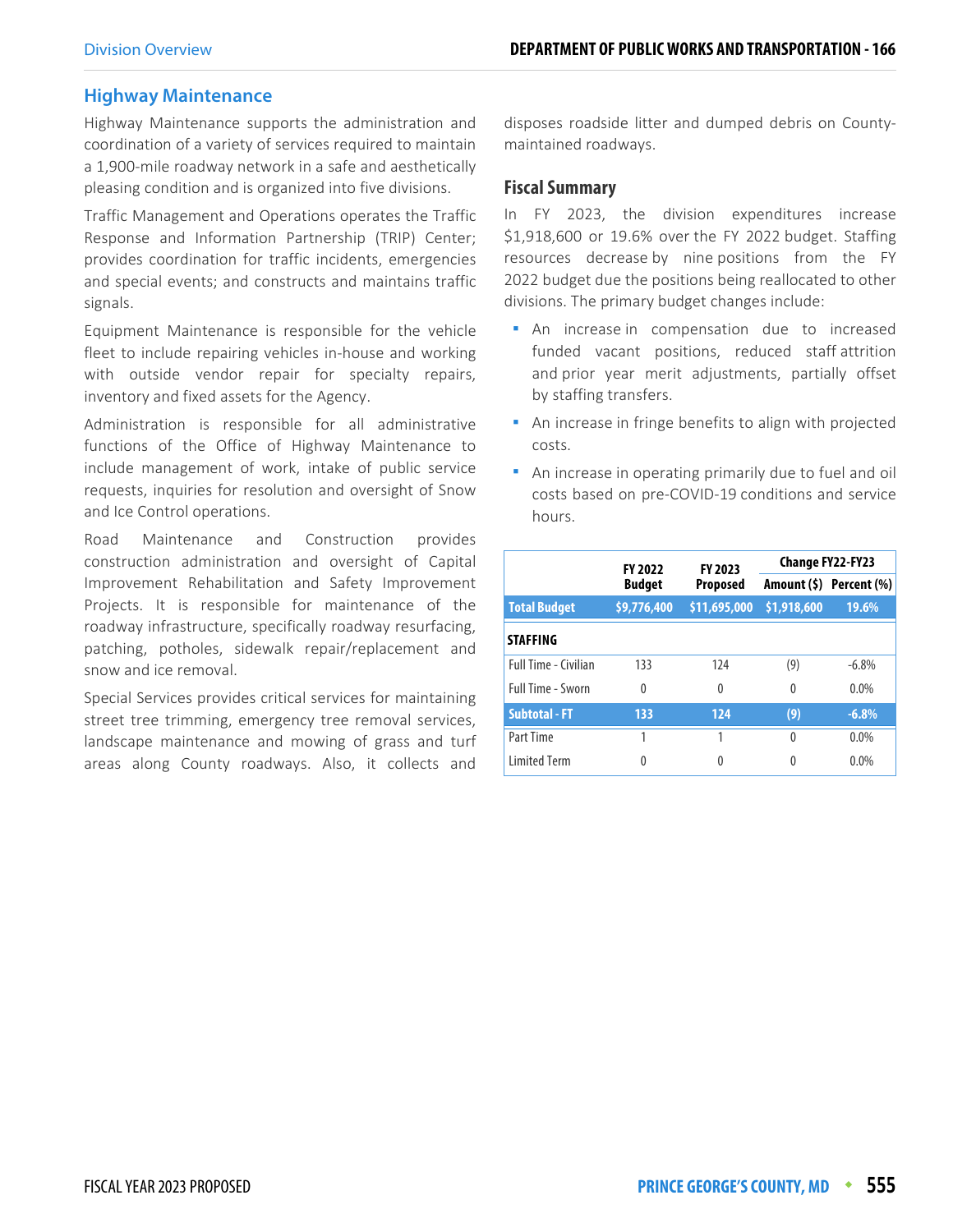## Highway Maintenance

Highway Maintenance supports the administration and coordination of a variety of services required to maintain a 1,900-mile roadway network in a safe and aesthetically pleasing condition and is organized into five divisions.

Traffic Management and Operations operates the Traffic Response and Information Partnership (TRIP) Center; provides coordination for traffic incidents, emergencies and special events; and constructs and maintains traffic signals.

Equipment Maintenance is responsible for the vehicle fleet to include repairing vehicles in-house and working with outside vendor repair for specialty repairs, inventory and fixed assets for the Agency.

Administration is responsible for all administrative functions of the Office of Highway Maintenance to include management of work, intake of public service requests, inquiries for resolution and oversight of Snow and Ice Control operations.

Road Maintenance and Construction provides construction administration and oversight of Capital Improvement Rehabilitation and Safety Improvement Projects. It is responsible for maintenance of the roadway infrastructure, specifically roadway resurfacing, patching, potholes, sidewalk repair/replacement and snow and ice removal.

Special Services provides critical services for maintaining street tree trimming, emergency tree removal services, landscape maintenance and mowing of grass and turf areas along County roadways. Also, it collects and disposes roadside litter and dumped debris on County-maintained roadways.

### Fiscal Summary

In FY 2023, the division expenditures increase $1,918,600 or 19.6% over the FY 2022 budget. Staffing resources decrease by nine positions from the FY 2022 budget due the positions being reallocated to other divisions. The primary budget changes include:

- An increase in compensation due to increased funded vacant positions, reduced staff attrition and prior year merit adjustments, partially offset by staffing transfers.
- An increase in fringe benefits to align with projected costs.
- An increase in operating primarily due to fuel and oil costs based on pre-COVID-19 conditions and service hours.

| | FY 2022 Budget | FY 2023 Proposed | Change FY22-FY23 | |
|---|---|---|---|---|
| | | | Amount ($) | Percent (%) |
| **Total Budget** | **$9,776,400** | **$11,695,000** | **$1,918,600** | **19.6%** |
| **STAFFING** | | | | |
| Full Time - Civilian | 133 | 124 | (9) | -6.8% |
| Full Time - Sworn | 0 | 0 | 0 | 0.0% |
| **Subtotal - FT** | **133** | **124** | **(9)** | **-6.8%** |
| Part Time | 1 | 1 | 0 | 0.0% |
| Limited Term | 0 | 0 | 0 | 0.0% |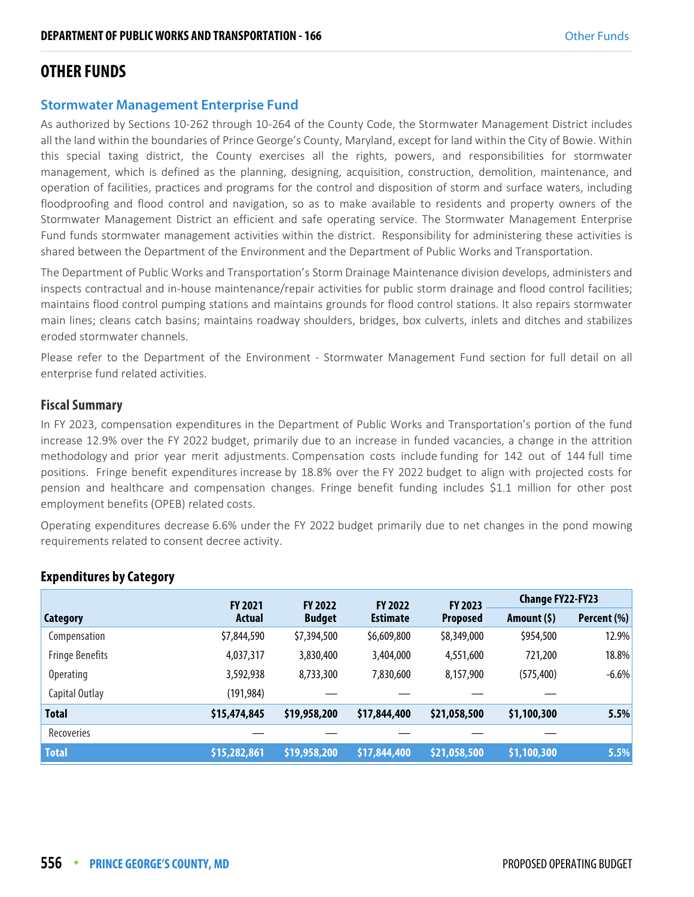# OTHER FUNDS

## Stormwater Management Enterprise Fund

As authorized by Sections 10-262 through 10-264 of the County Code, the Stormwater Management District includes all the land within the boundaries of Prince George's County, Maryland, except for land within the City of Bowie. Within this special taxing district, the County exercises all the rights, powers, and responsibilities for stormwater management, which is defined as the planning, designing, acquisition, construction, demolition, maintenance, and operation of facilities, practices and programs for the control and disposition of storm and surface waters, including floodproofing and flood control and navigation, so as to make available to residents and property owners of the Stormwater Management District an efficient and safe operating service. The Stormwater Management Enterprise Fund funds stormwater management activities within the district. Responsibility for administering these activities is shared between the Department of the Environment and the Department of Public Works and Transportation.

The Department of Public Works and Transportation's Storm Drainage Maintenance division develops, administers and inspects contractual and in-house maintenance/repair activities for public storm drainage and flood control facilities; maintains flood control pumping stations and maintains grounds for flood control stations. It also repairs stormwater main lines; cleans catch basins; maintains roadway shoulders, bridges, box culverts, inlets and ditches and stabilizes eroded stormwater channels.

Please refer to the Department of the Environment - Stormwater Management Fund section for full detail on all enterprise fund related activities.

### Fiscal Summary

In FY 2023, compensation expenditures in the Department of Public Works and Transportation's portion of the fund increase 12.9% over the FY 2022 budget, primarily due to an increase in funded vacancies, a change in the attrition methodology and prior year merit adjustments. Compensation costs include funding for 142 out of 144 full time positions. Fringe benefit expenditures increase by 18.8% over the FY 2022 budget to align with projected costs for pension and healthcare and compensation changes. Fringe benefit funding includes $1.1 million for other post employment benefits (OPEB) related costs.

Operating expenditures decrease 6.6% under the FY 2022 budget primarily due to net changes in the pond mowing requirements related to consent decree activity.

### Expenditures by Category

| Category | FY 2021 Actual | FY 2022 Budget | FY 2022 Estimate | FY 2023 Proposed | Change FY22-FY23 Amount ($) | Change FY22-FY23 Percent (%) |
|---|---|---|---|---|---|---|
| Compensation | $7,844,590 | $7,394,500 | $6,609,800 | $8,349,000 | $954,500 | 12.9% |
| Fringe Benefits | 4,037,317 | 3,830,400 | 3,404,000 | 4,551,600 | 721,200 | 18.8% |
| Operating | 3,592,938 | 8,733,300 | 7,830,600 | 8,157,900 | (575,400) | -6.6% |
| Capital Outlay | (191,984) | — | — | — | — | |
| **Total** | **$15,474,845** | **$19,958,200** | **$17,844,400** | **$21,058,500** | **$1,100,300** | **5.5%** |
| Recoveries | — | — | — | — | — | |
| **Total** | **$15,282,861** | **$19,958,200** | **$17,844,400** | **$21,058,500** | **$1,100,300** | **5.5%** |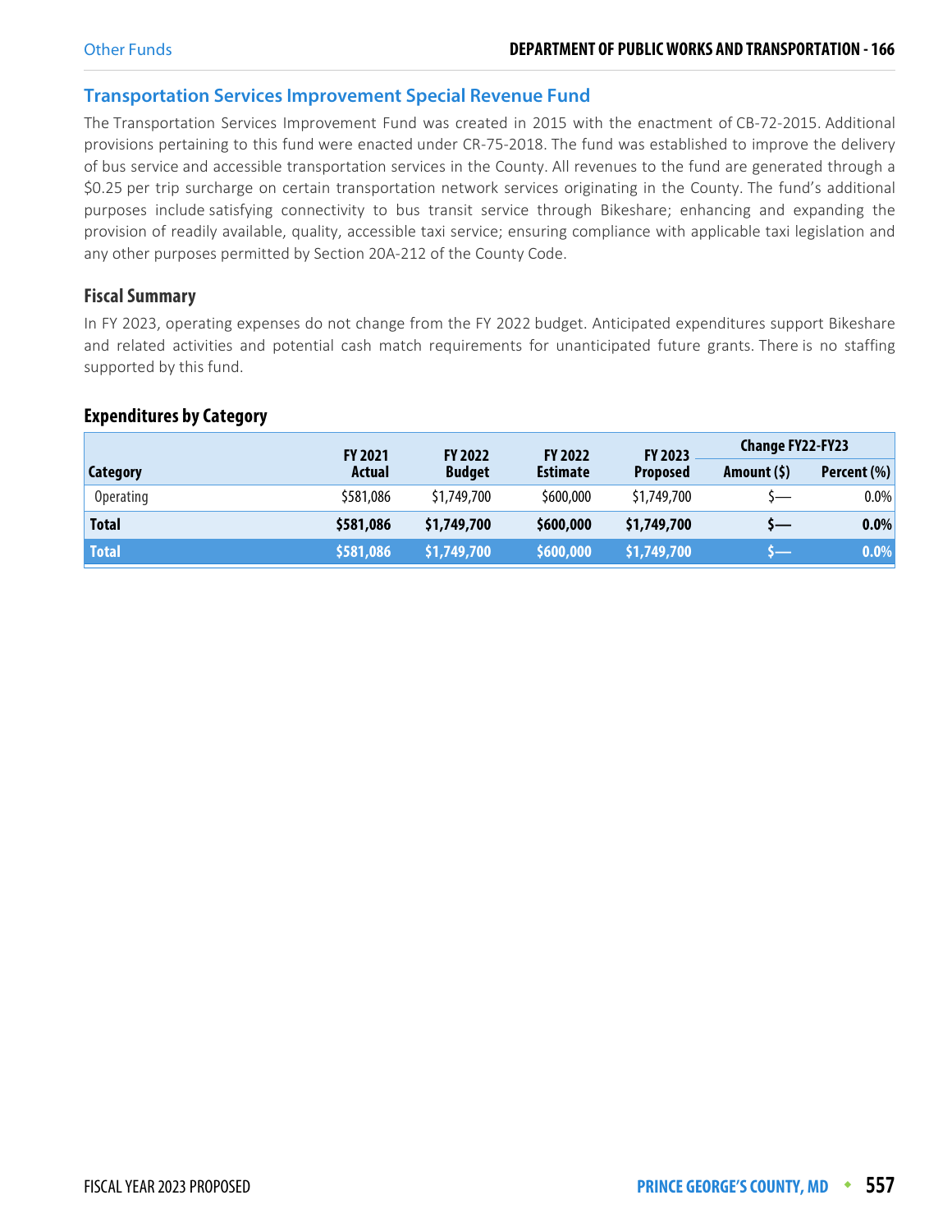## Transportation Services Improvement Special Revenue Fund

The Transportation Services Improvement Fund was created in 2015 with the enactment of CB-72-2015. Additional provisions pertaining to this fund were enacted under CR-75-2018. The fund was established to improve the delivery of bus service and accessible transportation services in the County. All revenues to the fund are generated through a $0.25 per trip surcharge on certain transportation network services originating in the County. The fund's additional purposes include satisfying connectivity to bus transit service through Bikeshare; enhancing and expanding the provision of readily available, quality, accessible taxi service; ensuring compliance with applicable taxi legislation and any other purposes permitted by Section 20A-212 of the County Code.

### Fiscal Summary

In FY 2023, operating expenses do not change from the FY 2022 budget. Anticipated expenditures support Bikeshare and related activities and potential cash match requirements for unanticipated future grants. There is no staffing supported by this fund.

### Expenditures by Category

| Category | FY 2021 Actual | FY 2022 Budget | FY 2022 Estimate | FY 2023 Proposed | Change FY22-FY23 | |
|---|---|---|---|---|---|---|
| | | | | | Amount ($) | Percent (%) |
| Operating | $581,086 | $1,749,700 | $600,000 | $1,749,700 | $— | 0.0% |
| **Total** | **$581,086** | **$1,749,700** | **$600,000** | **$1,749,700** | **$—** | **0.0%** |
| **Total** | **$581,086** | **$1,749,700** | **$600,000** | **$1,749,700** | **$—** | **0.0%** |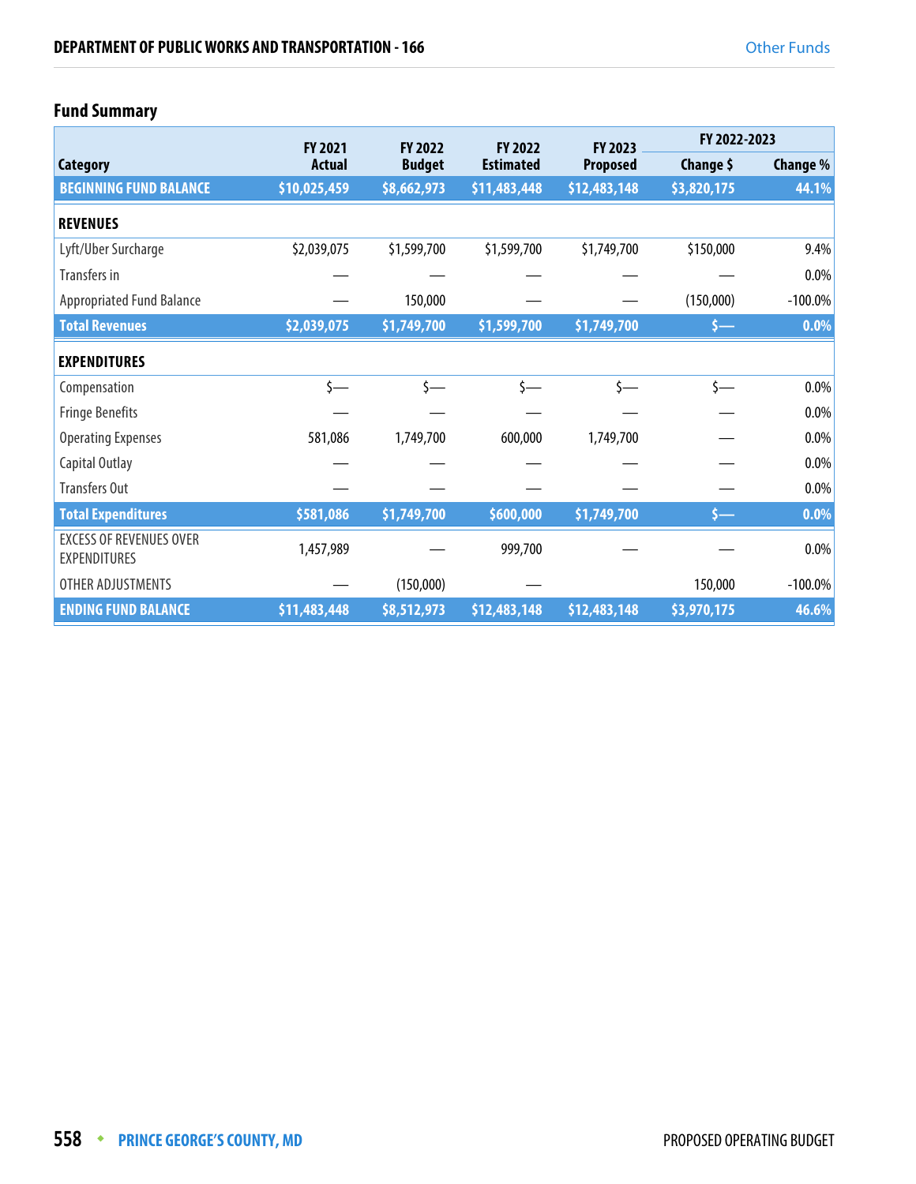## Fund Summary

| Category | FY 2021 Actual | FY 2022 Budget | FY 2022 Estimated | FY 2023 Proposed | FY 2022-2023 Change $ | FY 2022-2023 Change % |
|---|---|---|---|---|---|---|
| **BEGINNING FUND BALANCE** | **$10,025,459** | **$8,662,973** | **$11,483,448** | **$12,483,148** | **$3,820,175** | **44.1%** |
| **REVENUES** | | | | | | |
| Lyft/Uber Surcharge | $2,039,075 | $1,599,700 | $1,599,700 | $1,749,700 | $150,000 | 9.4% |
| Transfers in | — | — | — | — | — | 0.0% |
| Appropriated Fund Balance | — | 150,000 | — | — | (150,000) | -100.0% |
| **Total Revenues** | **$2,039,075** | **$1,749,700** | **$1,599,700** | **$1,749,700** | **$—** | **0.0%** |
| **EXPENDITURES** | | | | | | |
| Compensation | $— | $— | $— | $— | $— | 0.0% |
| Fringe Benefits | — | — | — | — | — | 0.0% |
| Operating Expenses | 581,086 | 1,749,700 | 600,000 | 1,749,700 | — | 0.0% |
| Capital Outlay | — | — | — | — | — | 0.0% |
| Transfers Out | — | — | — | — | — | 0.0% |
| **Total Expenditures** | **$581,086** | **$1,749,700** | **$600,000** | **$1,749,700** | **$—** | **0.0%** |
| EXCESS OF REVENUES OVER EXPENDITURES | 1,457,989 | — | 999,700 | — | — | 0.0% |
| OTHER ADJUSTMENTS | — | (150,000) | — | | 150,000 | -100.0% |
| **ENDING FUND BALANCE** | **$11,483,448** | **$8,512,973** | **$12,483,148** | **$12,483,148** | **$3,970,175** | **46.6%** |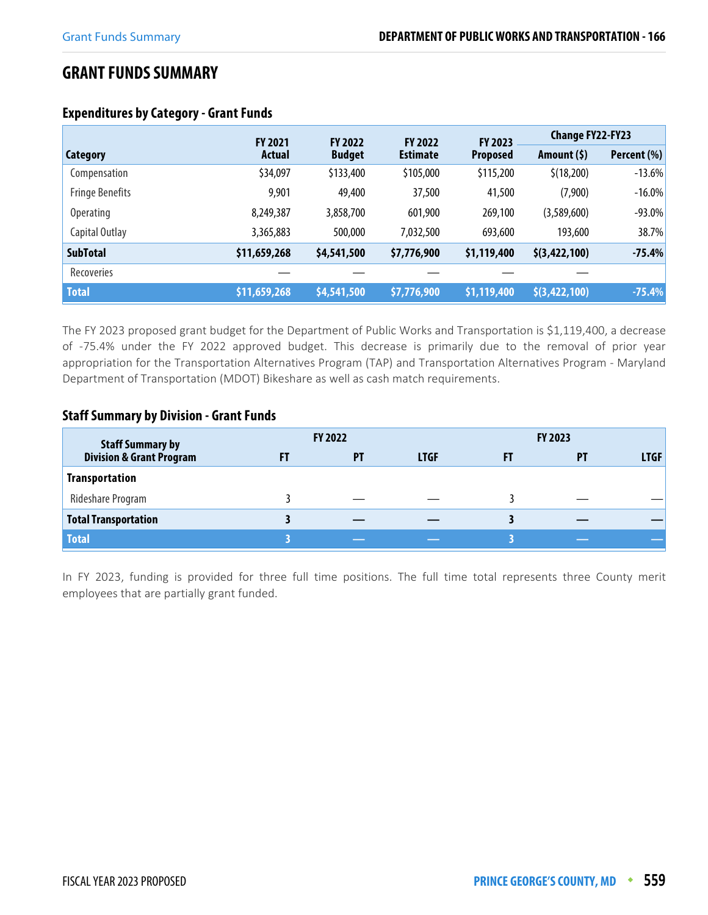## GRANT FUNDS SUMMARY

### Expenditures by Category - Grant Funds

| Category | FY 2021 Actual | FY 2022 Budget | FY 2022 Estimate | FY 2023 Proposed | Change FY22-FY23 | |
|---|---|---|---|---|---|---|
| | | | | | Amount ($) | Percent (%) |
| Compensation | $34,097 | $133,400 | $105,000 | $115,200 | $(18,200) | -13.6% |
| Fringe Benefits | 9,901 | 49,400 | 37,500 | 41,500 | (7,900) | -16.0% |
| Operating | 8,249,387 | 3,858,700 | 601,900 | 269,100 | (3,589,600) | -93.0% |
| Capital Outlay | 3,365,883 | 500,000 | 7,032,500 | 693,600 | 193,600 | 38.7% |
| **SubTotal** | **$11,659,268** | **$4,541,500** | **$7,776,900** | **$1,119,400** | **$(3,422,100)** | **-75.4%** |
| Recoveries | — | — | — | — | — | |
| **Total** | **$11,659,268** | **$4,541,500** | **$7,776,900** | **$1,119,400** | **$(3,422,100)** | **-75.4%** |

The FY 2023 proposed grant budget for the Department of Public Works and Transportation is $1,119,400, a decrease of -75.4% under the FY 2022 approved budget. This decrease is primarily due to the removal of prior year appropriation for the Transportation Alternatives Program (TAP) and Transportation Alternatives Program - Maryland Department of Transportation (MDOT) Bikeshare as well as cash match requirements.

### Staff Summary by Division - Grant Funds

| Staff Summary by Division & Grant Program | FY 2022 | | | FY 2023 | | |
|---|---|---|---|---|---|---|
| | FT | PT | LTGF | FT | PT | LTGF |
| **Transportation** | | | | | | |
| Rideshare Program | 3 | — | — | 3 | — | — |
| **Total Transportation** | **3** | **—** | **—** | **3** | **—** | **—** |
| **Total** | **3** | **—** | **—** | **3** | **—** | **—** |

In FY 2023, funding is provided for three full time positions. The full time total represents three County merit employees that are partially grant funded.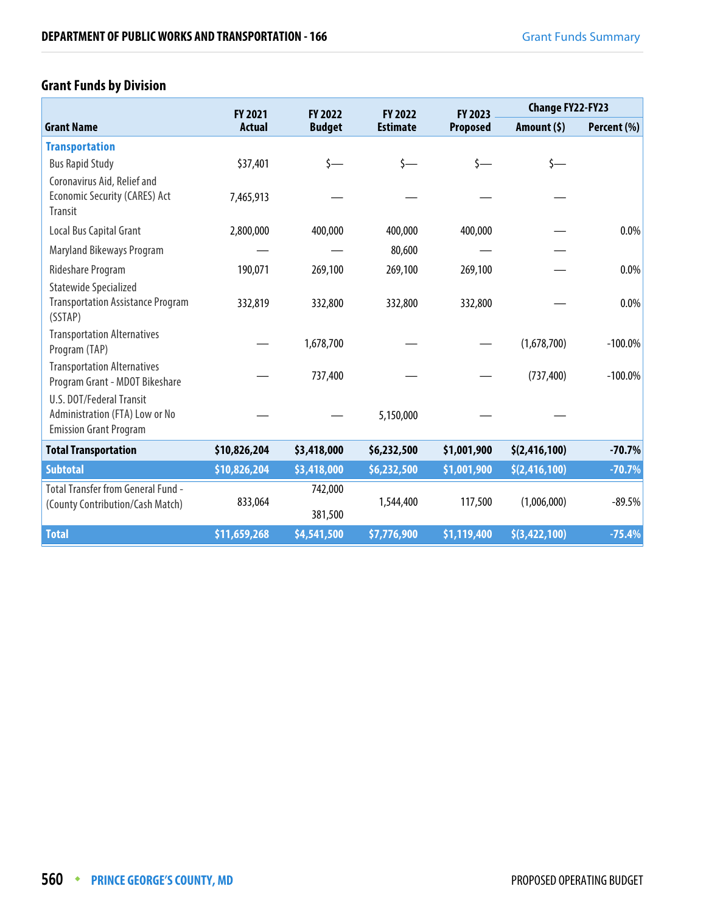## Grant Funds by Division

| Grant Name | FY 2021 Actual | FY 2022 Budget | FY 2022 Estimate | FY 2023 Proposed | Change FY22-FY23 | |
|---|---|---|---|---|---|---|
| | | | | | Amount ($) | Percent (%) |
| **Transportation** | | | | | | |
| Bus Rapid Study | $37,401 | $— | $— | $— | $— | |
| Coronavirus Aid, Relief and Economic Security (CARES) Act Transit | 7,465,913 | — | — | — | — | |
| Local Bus Capital Grant | 2,800,000 | 400,000 | 400,000 | 400,000 | — | 0.0% |
| Maryland Bikeways Program | — | — | 80,600 | — | — | |
| Rideshare Program | 190,071 | 269,100 | 269,100 | 269,100 | — | 0.0% |
| Statewide Specialized Transportation Assistance Program (SSTAP) | 332,819 | 332,800 | 332,800 | 332,800 | — | 0.0% |
| Transportation Alternatives Program (TAP) | — | 1,678,700 | — | — | (1,678,700) | -100.0% |
| Transportation Alternatives Program Grant - MDOT Bikeshare | — | 737,400 | — | — | (737,400) | -100.0% |
| U.S. DOT/Federal Transit Administration (FTA) Low or No Emission Grant Program | — | — | 5,150,000 | — | — | |
| **Total Transportation** | **$10,826,204** | **$3,418,000** | **$6,232,500** | **$1,001,900** | **$(2,416,100)** | **-70.7%** |
| **Subtotal** | **$10,826,204** | **$3,418,000** | **$6,232,500** | **$1,001,900** | **$(2,416,100)** | **-70.7%** |
| Total Transfer from General Fund - (County Contribution/Cash Match) | 833,064 | 742,000<br>381,500 | 1,544,400 | 117,500 | (1,006,000) | -89.5% |
| **Total** | **$11,659,268** | **$4,541,500** | **$7,776,900** | **$1,119,400** | **$(3,422,100)** | **-75.4%** |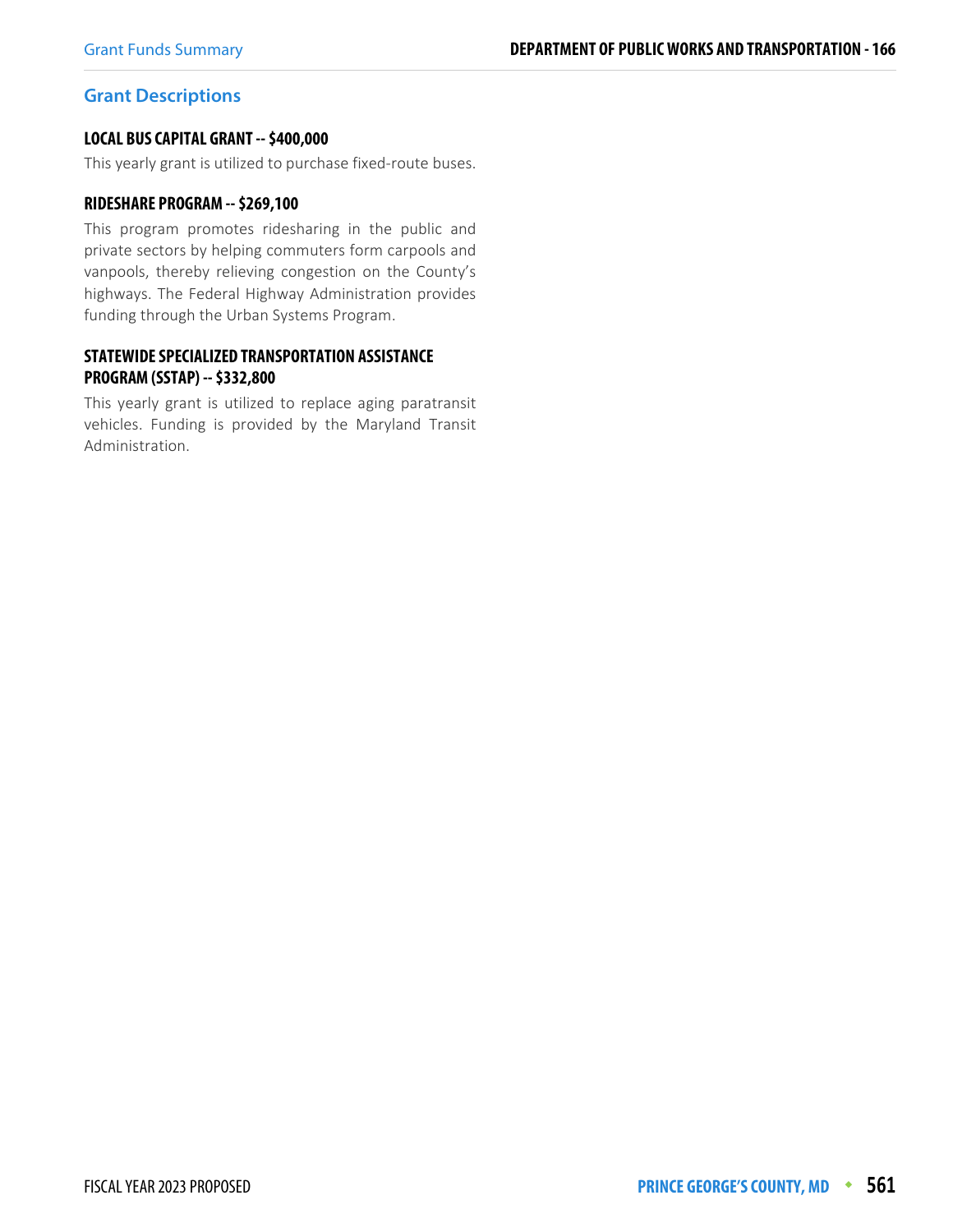## Grant Descriptions

### LOCAL BUS CAPITAL GRANT -- $400,000

This yearly grant is utilized to purchase fixed-route buses.

### RIDESHARE PROGRAM -- $269,100

This program promotes ridesharing in the public and private sectors by helping commuters form carpools and vanpools, thereby relieving congestion on the County's highways. The Federal Highway Administration provides funding through the Urban Systems Program.

### STATEWIDE SPECIALIZED TRANSPORTATION ASSISTANCE PROGRAM (SSTAP) -- $332,800

This yearly grant is utilized to replace aging paratransit vehicles. Funding is provided by the Maryland Transit Administration.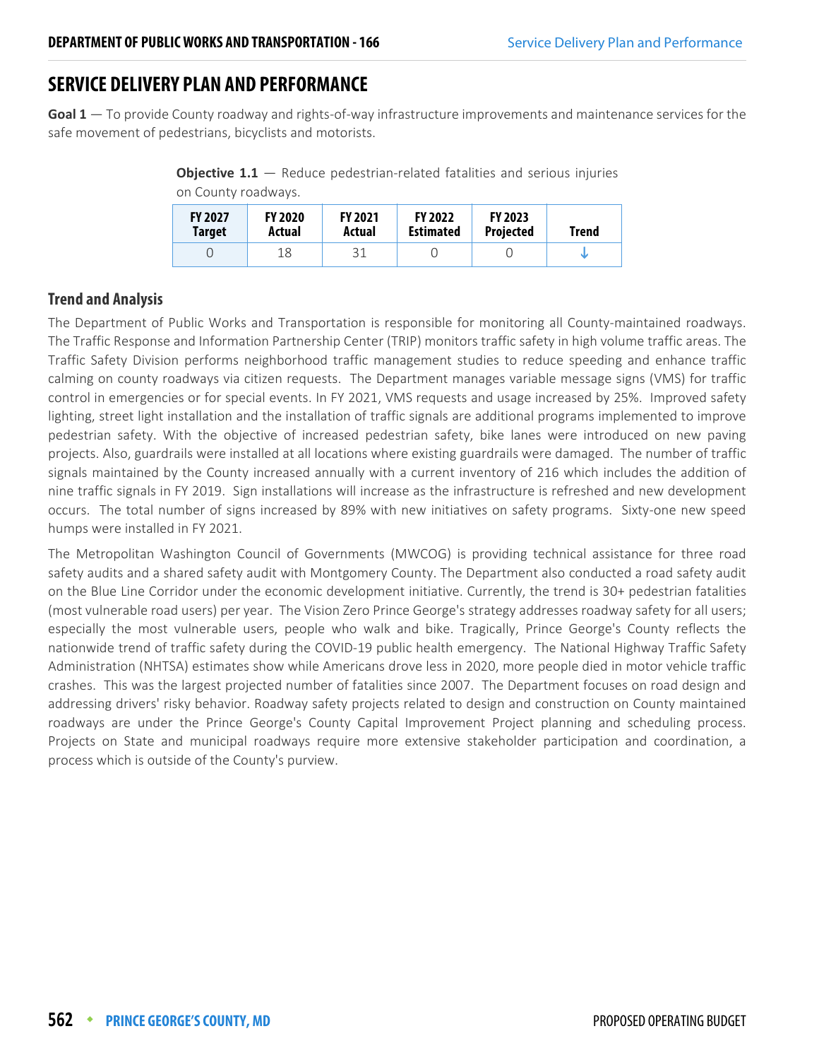## SERVICE DELIVERY PLAN AND PERFORMANCE

**Goal 1** — To provide County roadway and rights-of-way infrastructure improvements and maintenance services for the safe movement of pedestrians, bicyclists and motorists.

**Objective 1.1** — Reduce pedestrian-related fatalities and serious injuries on County roadways.

| FY 2027 Target | FY 2020 Actual | FY 2021 Actual | FY 2022 Estimated | FY 2023 Projected | Trend |
|---|---|---|---|---|---|
| 0 | 18 | 31 | 0 | 0 | ↓ |

### Trend and Analysis

The Department of Public Works and Transportation is responsible for monitoring all County-maintained roadways. The Traffic Response and Information Partnership Center (TRIP) monitors traffic safety in high volume traffic areas. The Traffic Safety Division performs neighborhood traffic management studies to reduce speeding and enhance traffic calming on county roadways via citizen requests. The Department manages variable message signs (VMS) for traffic control in emergencies or for special events. In FY 2021, VMS requests and usage increased by 25%. Improved safety lighting, street light installation and the installation of traffic signals are additional programs implemented to improve pedestrian safety. With the objective of increased pedestrian safety, bike lanes were introduced on new paving projects. Also, guardrails were installed at all locations where existing guardrails were damaged. The number of traffic signals maintained by the County increased annually with a current inventory of 216 which includes the addition of nine traffic signals in FY 2019. Sign installations will increase as the infrastructure is refreshed and new development occurs. The total number of signs increased by 89% with new initiatives on safety programs. Sixty-one new speed humps were installed in FY 2021.

The Metropolitan Washington Council of Governments (MWCOG) is providing technical assistance for three road safety audits and a shared safety audit with Montgomery County. The Department also conducted a road safety audit on the Blue Line Corridor under the economic development initiative. Currently, the trend is 30+ pedestrian fatalities (most vulnerable road users) per year. The Vision Zero Prince George's strategy addresses roadway safety for all users; especially the most vulnerable users, people who walk and bike. Tragically, Prince George's County reflects the nationwide trend of traffic safety during the COVID-19 public health emergency. The National Highway Traffic Safety Administration (NHTSA) estimates show while Americans drove less in 2020, more people died in motor vehicle traffic crashes. This was the largest projected number of fatalities since 2007. The Department focuses on road design and addressing drivers' risky behavior. Roadway safety projects related to design and construction on County maintained roadways are under the Prince George's County Capital Improvement Project planning and scheduling process. Projects on State and municipal roadways require more extensive stakeholder participation and coordination, a process which is outside of the County's purview.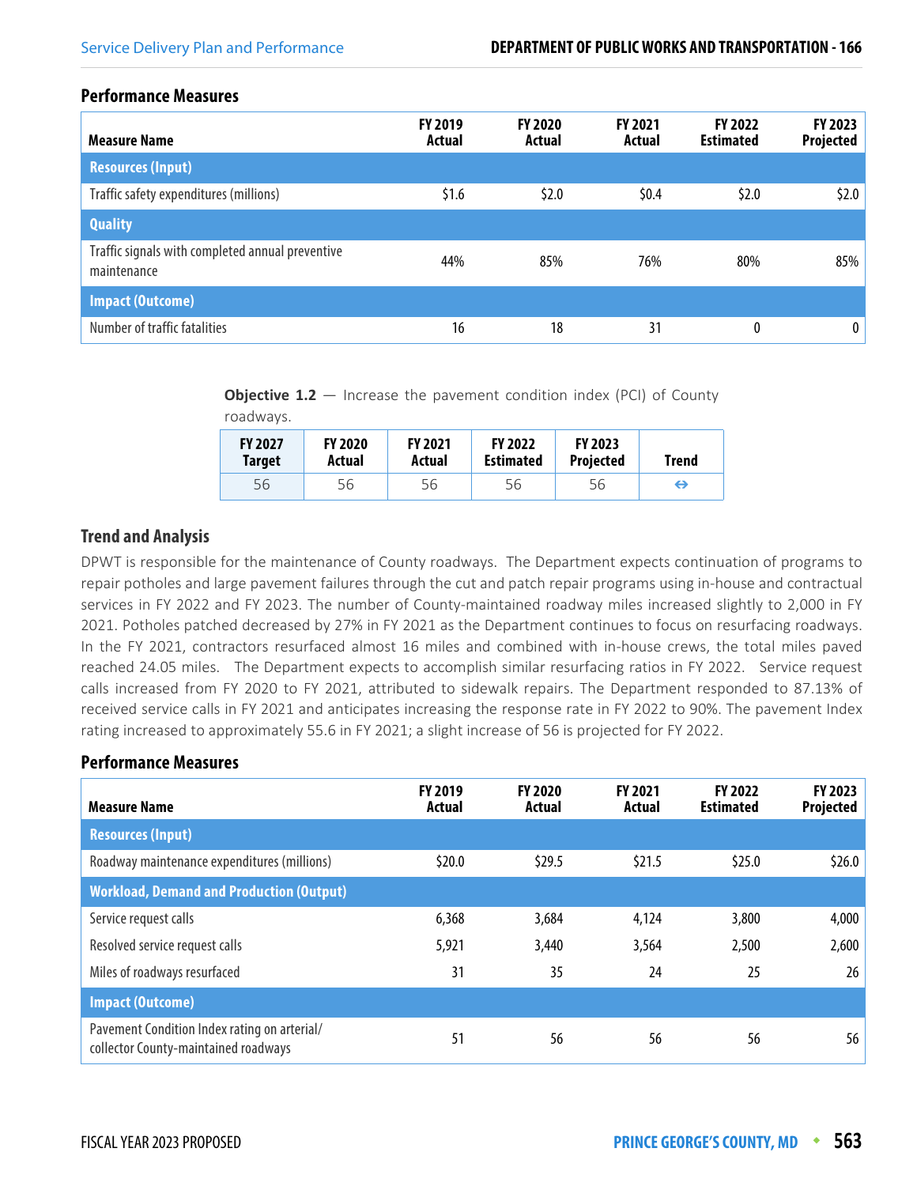### Performance Measures

| Measure Name | FY 2019 Actual | FY 2020 Actual | FY 2021 Actual | FY 2022 Estimated | FY 2023 Projected |
|---|---|---|---|---|---|
| **Resources (Input)** | | | | | |
| Traffic safety expenditures (millions) | $1.6 | $2.0 | $0.4 | $2.0 | $2.0 |
| **Quality** | | | | | |
| Traffic signals with completed annual preventive maintenance | 44% | 85% | 76% | 80% | 85% |
| **Impact (Outcome)** | | | | | |
| Number of traffic fatalities | 16 | 18 | 31 | 0 | 0 |

**Objective 1.2** — Increase the pavement condition index (PCI) of County roadways.

| FY 2027 Target | FY 2020 Actual | FY 2021 Actual | FY 2022 Estimated | FY 2023 Projected | Trend |
|---|---|---|---|---|---|
| 56 | 56 | 56 | 56 | 56 | ⇔ |

### Trend and Analysis

DPWT is responsible for the maintenance of County roadways. The Department expects continuation of programs to repair potholes and large pavement failures through the cut and patch repair programs using in-house and contractual services in FY 2022 and FY 2023. The number of County-maintained roadway miles increased slightly to 2,000 in FY 2021. Potholes patched decreased by 27% in FY 2021 as the Department continues to focus on resurfacing roadways. In the FY 2021, contractors resurfaced almost 16 miles and combined with in-house crews, the total miles paved reached 24.05 miles. The Department expects to accomplish similar resurfacing ratios in FY 2022. Service request calls increased from FY 2020 to FY 2021, attributed to sidewalk repairs. The Department responded to 87.13% of received service calls in FY 2021 and anticipates increasing the response rate in FY 2022 to 90%. The pavement Index rating increased to approximately 55.6 in FY 2021; a slight increase of 56 is projected for FY 2022.

### Performance Measures

| Measure Name | FY 2019 Actual | FY 2020 Actual | FY 2021 Actual | FY 2022 Estimated | FY 2023 Projected |
|---|---|---|---|---|---|
| **Resources (Input)** | | | | | |
| Roadway maintenance expenditures (millions) | $20.0 | $29.5 | $21.5 | $25.0 | $26.0 |
| **Workload, Demand and Production (Output)** | | | | | |
| Service request calls | 6,368 | 3,684 | 4,124 | 3,800 | 4,000 |
| Resolved service request calls | 5,921 | 3,440 | 3,564 | 2,500 | 2,600 |
| Miles of roadways resurfaced | 31 | 35 | 24 | 25 | 26 |
| **Impact (Outcome)** | | | | | |
| Pavement Condition Index rating on arterial/ collector County-maintained roadways | 51 | 56 | 56 | 56 | 56 |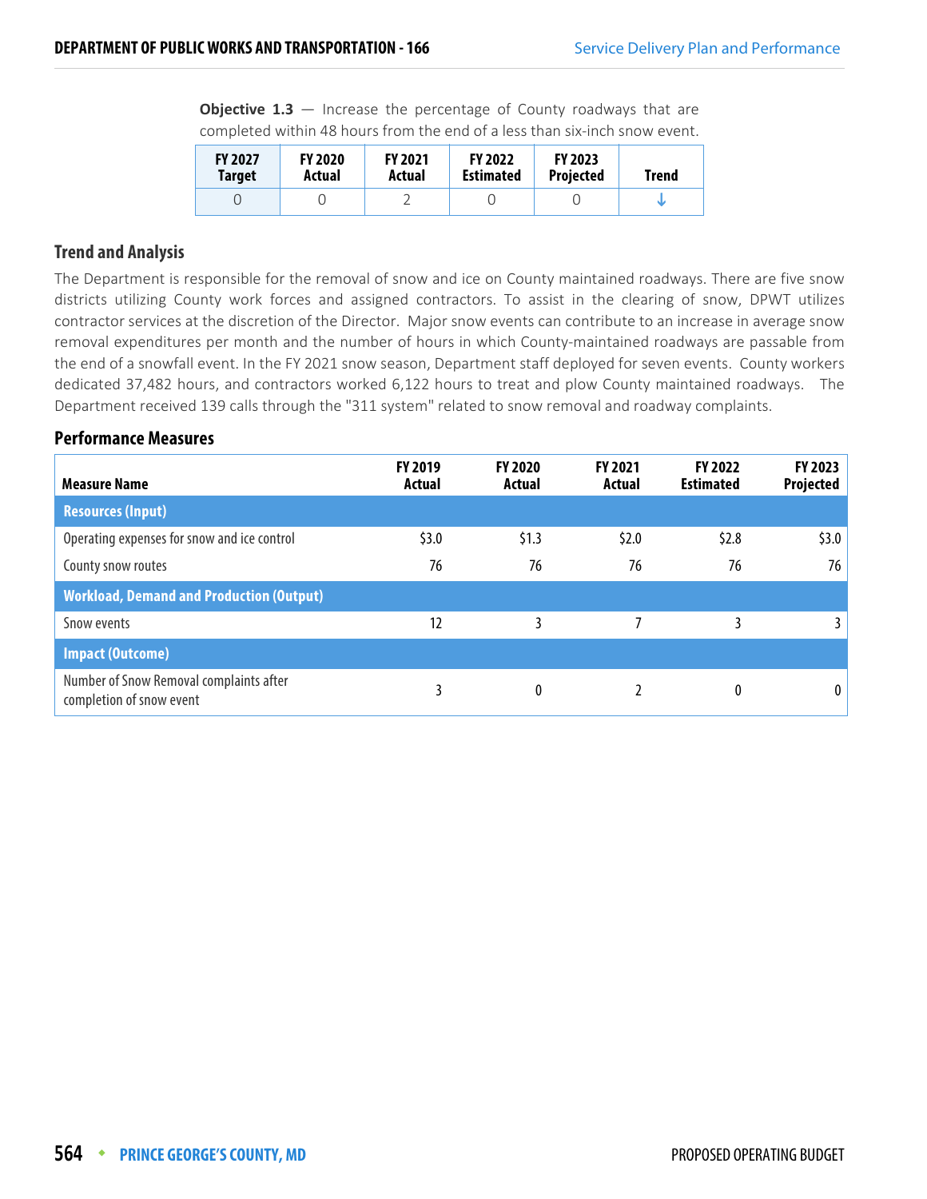**Objective 1.3** — Increase the percentage of County roadways that are completed within 48 hours from the end of a less than six-inch snow event.

| FY 2027 Target | FY 2020 Actual | FY 2021 Actual | FY 2022 Estimated | FY 2023 Projected | Trend |
|---|---|---|---|---|---|
| 0 | 0 | 2 | 0 | 0 | ↓ |

### Trend and Analysis

The Department is responsible for the removal of snow and ice on County maintained roadways. There are five snow districts utilizing County work forces and assigned contractors. To assist in the clearing of snow, DPWT utilizes contractor services at the discretion of the Director. Major snow events can contribute to an increase in average snow removal expenditures per month and the number of hours in which County-maintained roadways are passable from the end of a snowfall event. In the FY 2021 snow season, Department staff deployed for seven events. County workers dedicated 37,482 hours, and contractors worked 6,122 hours to treat and plow County maintained roadways. The Department received 139 calls through the "311 system" related to snow removal and roadway complaints.

### Performance Measures

| Measure Name | FY 2019 Actual | FY 2020 Actual | FY 2021 Actual | FY 2022 Estimated | FY 2023 Projected |
|---|---|---|---|---|---|
| **Resources (Input)** | | | | | |
| Operating expenses for snow and ice control | $3.0 | $1.3 | $2.0 | $2.8 | $3.0 |
| County snow routes | 76 | 76 | 76 | 76 | 76 |
| **Workload, Demand and Production (Output)** | | | | | |
| Snow events | 12 | 3 | 7 | 3 | 3 |
| **Impact (Outcome)** | | | | | |
| Number of Snow Removal complaints after completion of snow event | 3 | 0 | 2 | 0 | 0 |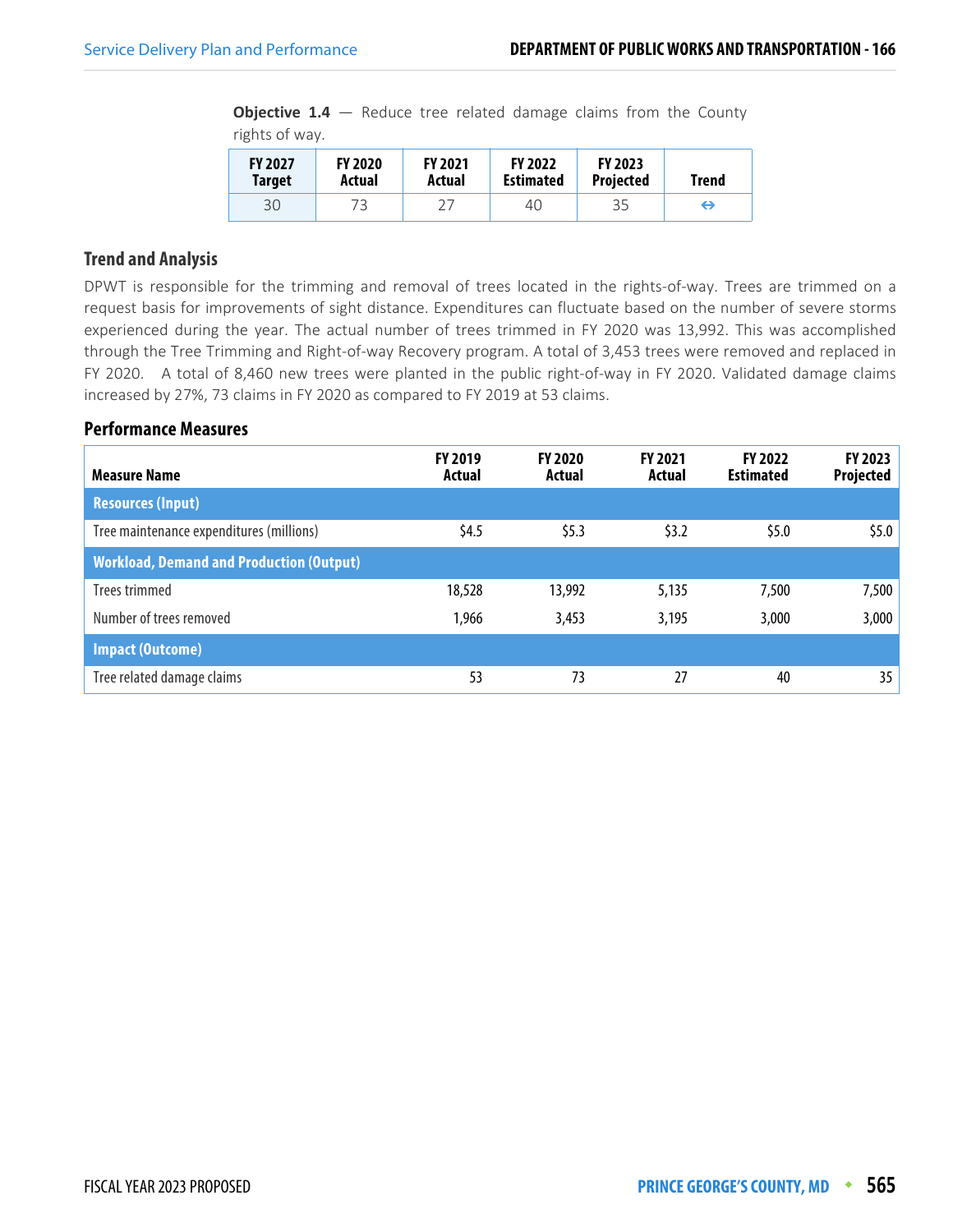**Objective 1.4** — Reduce tree related damage claims from the County rights of way.

| FY 2027 Target | FY 2020 Actual | FY 2021 Actual | FY 2022 Estimated | FY 2023 Projected | Trend |
|---|---|---|---|---|---|
| 30 | 73 | 27 | 40 | 35 | ⇔ |

### Trend and Analysis

DPWT is responsible for the trimming and removal of trees located in the rights-of-way. Trees are trimmed on a request basis for improvements of sight distance. Expenditures can fluctuate based on the number of severe storms experienced during the year. The actual number of trees trimmed in FY 2020 was 13,992. This was accomplished through the Tree Trimming and Right-of-way Recovery program. A total of 3,453 trees were removed and replaced in FY 2020. A total of 8,460 new trees were planted in the public right-of-way in FY 2020. Validated damage claims increased by 27%, 73 claims in FY 2020 as compared to FY 2019 at 53 claims.

### Performance Measures

| Measure Name | FY 2019 Actual | FY 2020 Actual | FY 2021 Actual | FY 2022 Estimated | FY 2023 Projected |
|---|---|---|---|---|---|
| **Resources (Input)** | | | | | |
| Tree maintenance expenditures (millions) | $4.5 | $5.3 | $3.2 | $5.0 | $5.0 |
| **Workload, Demand and Production (Output)** | | | | | |
| Trees trimmed | 18,528 | 13,992 | 5,135 | 7,500 | 7,500 |
| Number of trees removed | 1,966 | 3,453 | 3,195 | 3,000 | 3,000 |
| **Impact (Outcome)** | | | | | |
| Tree related damage claims | 53 | 73 | 27 | 40 | 35 |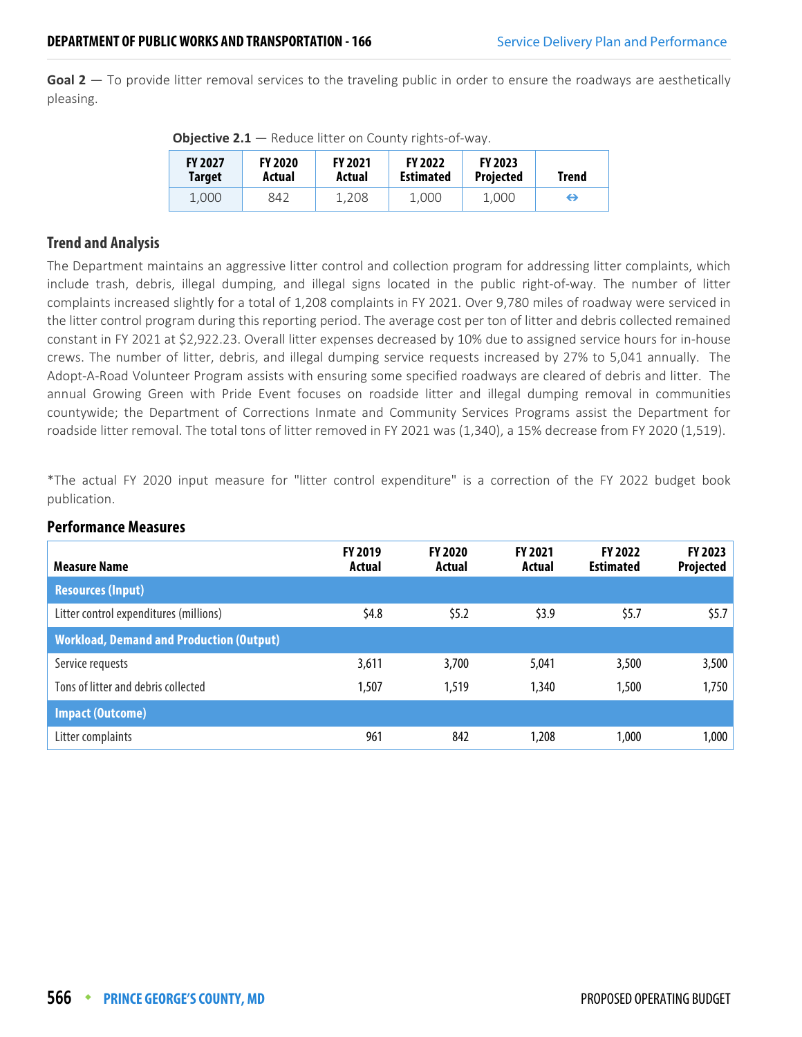**Goal 2** — To provide litter removal services to the traveling public in order to ensure the roadways are aesthetically pleasing.

**Objective 2.1** — Reduce litter on County rights-of-way.

| FY 2027 Target | FY 2020 Actual | FY 2021 Actual | FY 2022 Estimated | FY 2023 Projected | Trend |
|---|---|---|---|---|---|
| 1,000 | 842 | 1,208 | 1,000 | 1,000 | ⇔ |

### Trend and Analysis

The Department maintains an aggressive litter control and collection program for addressing litter complaints, which include trash, debris, illegal dumping, and illegal signs located in the public right-of-way. The number of litter complaints increased slightly for a total of 1,208 complaints in FY 2021. Over 9,780 miles of roadway were serviced in the litter control program during this reporting period. The average cost per ton of litter and debris collected remained constant in FY 2021 at $2,922.23. Overall litter expenses decreased by 10% due to assigned service hours for in-house crews. The number of litter, debris, and illegal dumping service requests increased by 27% to 5,041 annually. The Adopt-A-Road Volunteer Program assists with ensuring some specified roadways are cleared of debris and litter. The annual Growing Green with Pride Event focuses on roadside litter and illegal dumping removal in communities countywide; the Department of Corrections Inmate and Community Services Programs assist the Department for roadside litter removal. The total tons of litter removed in FY 2021 was (1,340), a 15% decrease from FY 2020 (1,519).

*The actual FY 2020 input measure for "litter control expenditure" is a correction of the FY 2022 budget book publication.

### Performance Measures

| Measure Name | FY 2019 Actual | FY 2020 Actual | FY 2021 Actual | FY 2022 Estimated | FY 2023 Projected |
|---|---|---|---|---|---|
| **Resources (Input)** | | | | | |
| Litter control expenditures (millions) | $4.8 | $5.2 | $3.9 | $5.7 | $5.7 |
| **Workload, Demand and Production (Output)** | | | | | |
| Service requests | 3,611 | 3,700 | 5,041 | 3,500 | 3,500 |
| Tons of litter and debris collected | 1,507 | 1,519 | 1,340 | 1,500 | 1,750 |
| **Impact (Outcome)** | | | | | |
| Litter complaints | 961 | 842 | 1,208 | 1,000 | 1,000 |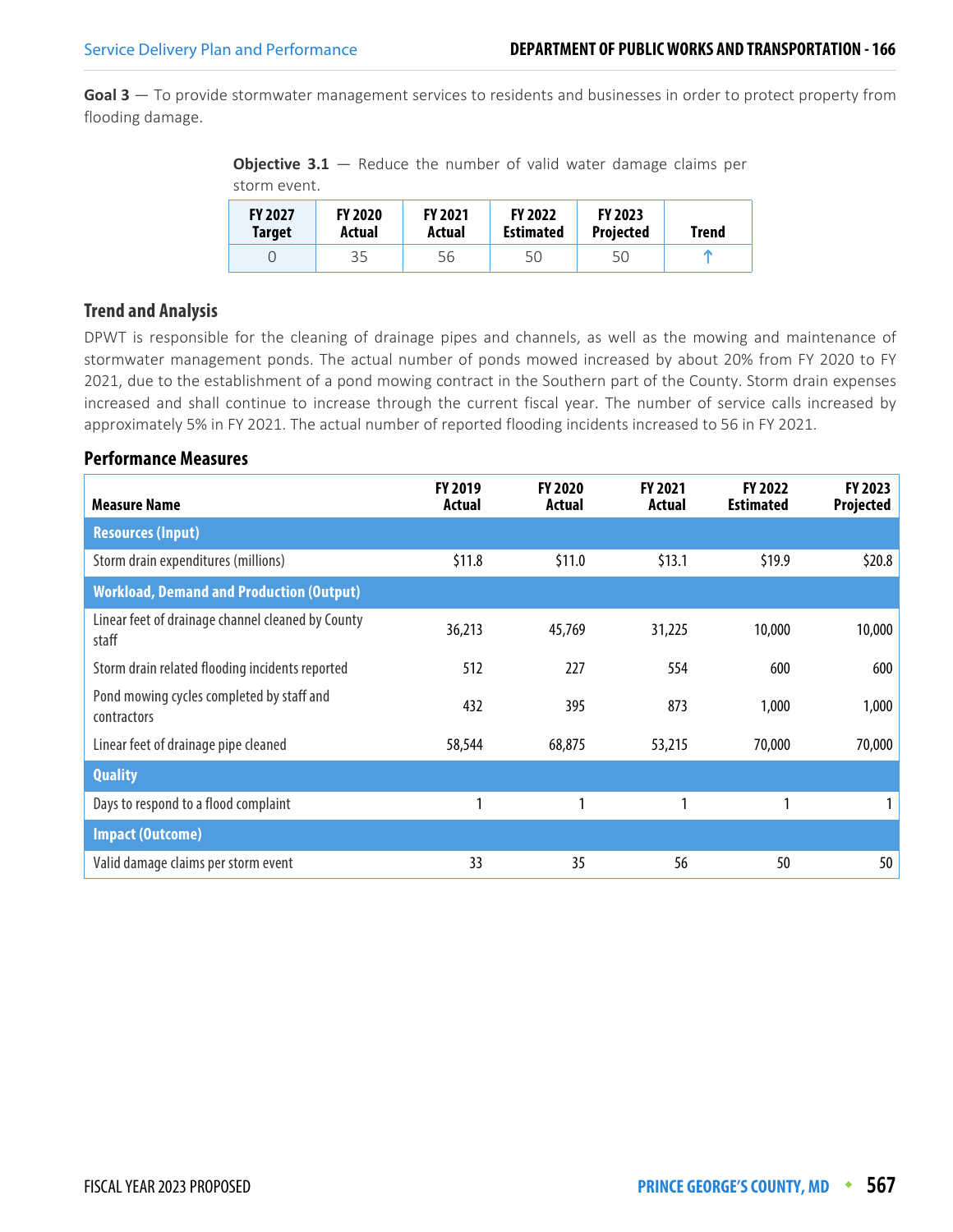**Goal 3** — To provide stormwater management services to residents and businesses in order to protect property from flooding damage.

**Objective 3.1** — Reduce the number of valid water damage claims per storm event.

| FY 2027 Target | FY 2020 Actual | FY 2021 Actual | FY 2022 Estimated | FY 2023 Projected | Trend |
|---|---|---|---|---|---|
| 0 | 35 | 56 | 50 | 50 | ↑ |

## Trend and Analysis

DPWT is responsible for the cleaning of drainage pipes and channels, as well as the mowing and maintenance of stormwater management ponds. The actual number of ponds mowed increased by about 20% from FY 2020 to FY 2021, due to the establishment of a pond mowing contract in the Southern part of the County. Storm drain expenses increased and shall continue to increase through the current fiscal year. The number of service calls increased by approximately 5% in FY 2021. The actual number of reported flooding incidents increased to 56 in FY 2021.

## Performance Measures

| Measure Name | FY 2019 Actual | FY 2020 Actual | FY 2021 Actual | FY 2022 Estimated | FY 2023 Projected |
|---|---|---|---|---|---|
| **Resources (Input)** | | | | | |
| Storm drain expenditures (millions) | $11.8 | $11.0 | $13.1 | $19.9 | $20.8 |
| **Workload, Demand and Production (Output)** | | | | | |
| Linear feet of drainage channel cleaned by County staff | 36,213 | 45,769 | 31,225 | 10,000 | 10,000 |
| Storm drain related flooding incidents reported | 512 | 227 | 554 | 600 | 600 |
| Pond mowing cycles completed by staff and contractors | 432 | 395 | 873 | 1,000 | 1,000 |
| Linear feet of drainage pipe cleaned | 58,544 | 68,875 | 53,215 | 70,000 | 70,000 |
| **Quality** | | | | | |
| Days to respond to a flood complaint | 1 | 1 | 1 | 1 | 1 |
| **Impact (Outcome)** | | | | | |
| Valid damage claims per storm event | 33 | 35 | 56 | 50 | 50 |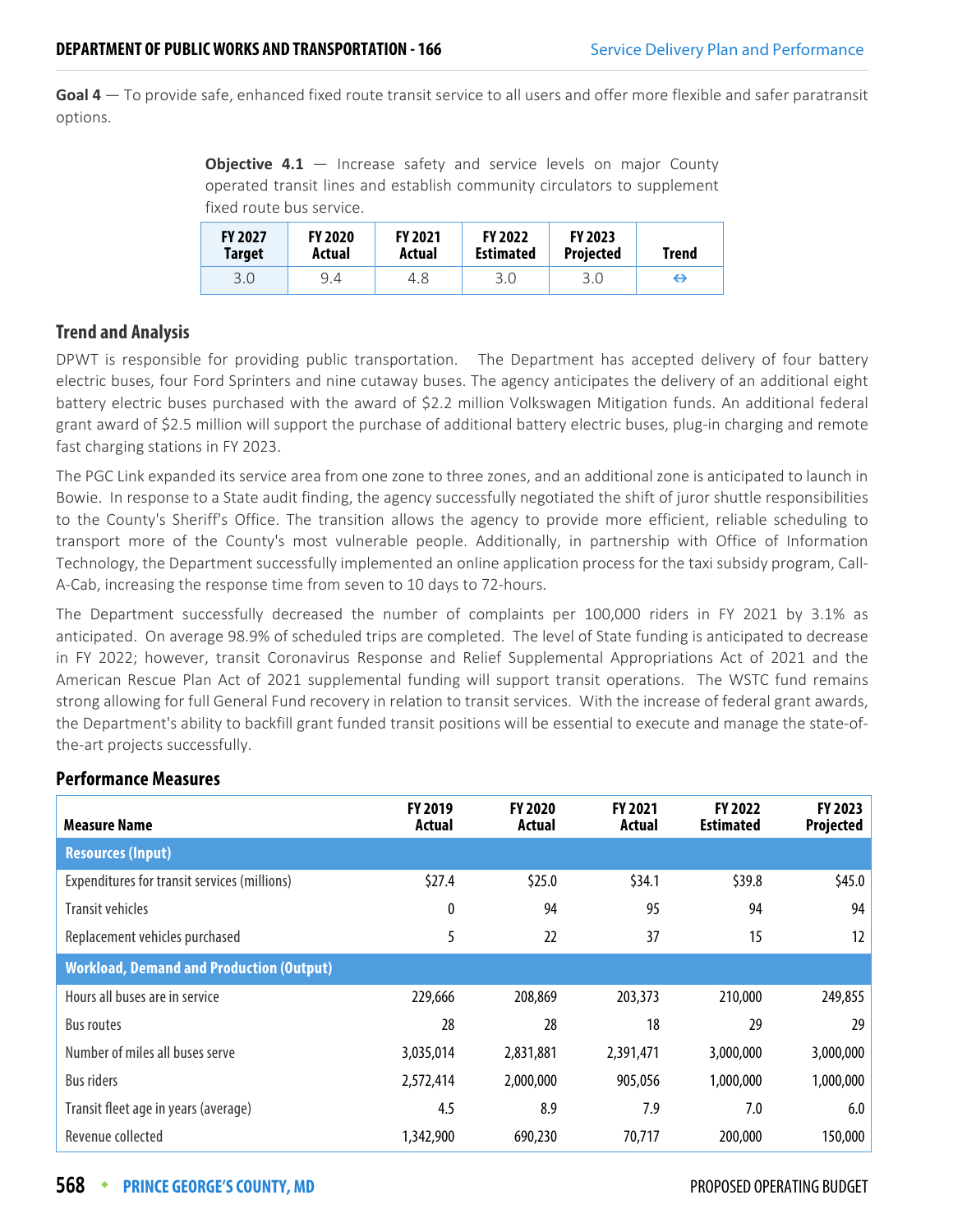**Goal 4** — To provide safe, enhanced fixed route transit service to all users and offer more flexible and safer paratransit options.

**Objective 4.1** — Increase safety and service levels on major County operated transit lines and establish community circulators to supplement fixed route bus service.

| FY 2027 Target | FY 2020 Actual | FY 2021 Actual | FY 2022 Estimated | FY 2023 Projected | Trend |
|---|---|---|---|---|---|
| 3.0 | 9.4 | 4.8 | 3.0 | 3.0 | ⇔ |

## Trend and Analysis

DPWT is responsible for providing public transportation. The Department has accepted delivery of four battery electric buses, four Ford Sprinters and nine cutaway buses. The agency anticipates the delivery of an additional eight battery electric buses purchased with the award of $2.2 million Volkswagen Mitigation funds. An additional federal grant award of $2.5 million will support the purchase of additional battery electric buses, plug-in charging and remote fast charging stations in FY 2023.

The PGC Link expanded its service area from one zone to three zones, and an additional zone is anticipated to launch in Bowie. In response to a State audit finding, the agency successfully negotiated the shift of juror shuttle responsibilities to the County's Sheriff's Office. The transition allows the agency to provide more efficient, reliable scheduling to transport more of the County's most vulnerable people. Additionally, in partnership with Office of Information Technology, the Department successfully implemented an online application process for the taxi subsidy program, Call-A-Cab, increasing the response time from seven to 10 days to 72-hours.

The Department successfully decreased the number of complaints per 100,000 riders in FY 2021 by 3.1% as anticipated. On average 98.9% of scheduled trips are completed. The level of State funding is anticipated to decrease in FY 2022; however, transit Coronavirus Response and Relief Supplemental Appropriations Act of 2021 and the American Rescue Plan Act of 2021 supplemental funding will support transit operations. The WSTC fund remains strong allowing for full General Fund recovery in relation to transit services. With the increase of federal grant awards, the Department's ability to backfill grant funded transit positions will be essential to execute and manage the state-of-the-art projects successfully.

## Performance Measures

| Measure Name | FY 2019 Actual | FY 2020 Actual | FY 2021 Actual | FY 2022 Estimated | FY 2023 Projected |
|---|---|---|---|---|---|
| **Resources (Input)** | | | | | |
| Expenditures for transit services (millions) | $27.4 | $25.0 | $34.1 | $39.8 | $45.0 |
| Transit vehicles | 0 | 94 | 95 | 94 | 94 |
| Replacement vehicles purchased | 5 | 22 | 37 | 15 | 12 |
| **Workload, Demand and Production (Output)** | | | | | |
| Hours all buses are in service | 229,666 | 208,869 | 203,373 | 210,000 | 249,855 |
| Bus routes | 28 | 28 | 18 | 29 | 29 |
| Number of miles all buses serve | 3,035,014 | 2,831,881 | 2,391,471 | 3,000,000 | 3,000,000 |
| Bus riders | 2,572,414 | 2,000,000 | 905,056 | 1,000,000 | 1,000,000 |
| Transit fleet age in years (average) | 4.5 | 8.9 | 7.9 | 7.0 | 6.0 |
| Revenue collected | 1,342,900 | 690,230 | 70,717 | 200,000 | 150,000 |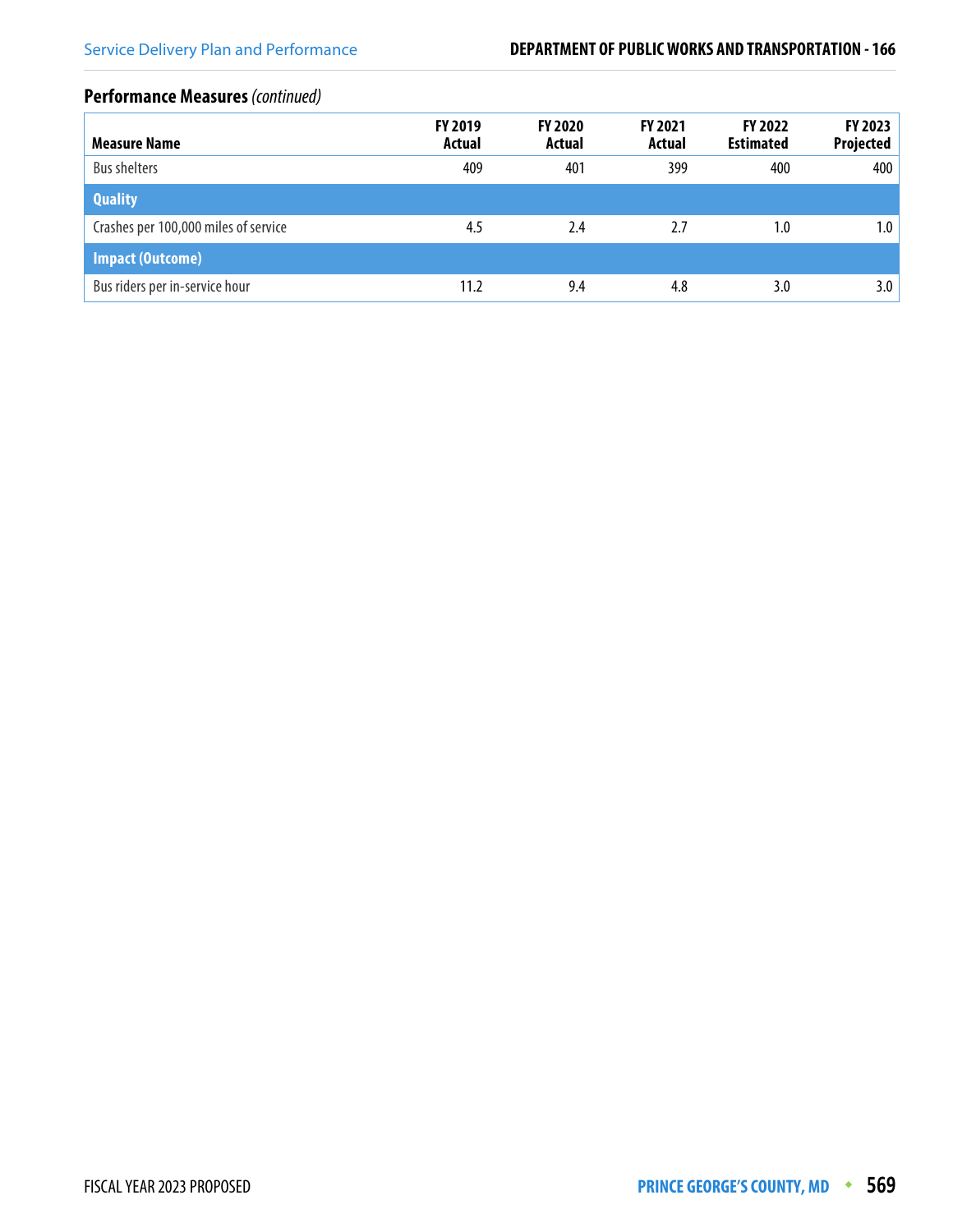## Performance Measures *(continued)*

| Measure Name | FY 2019 Actual | FY 2020 Actual | FY 2021 Actual | FY 2022 Estimated | FY 2023 Projected |
|---|---|---|---|---|---|
| Bus shelters | 409 | 401 | 399 | 400 | 400 |
| **Quality** | | | | | |
| Crashes per 100,000 miles of service | 4.5 | 2.4 | 2.7 | 1.0 | 1.0 |
| **Impact (Outcome)** | | | | | |
| Bus riders per in-service hour | 11.2 | 9.4 | 4.8 | 3.0 | 3.0 |